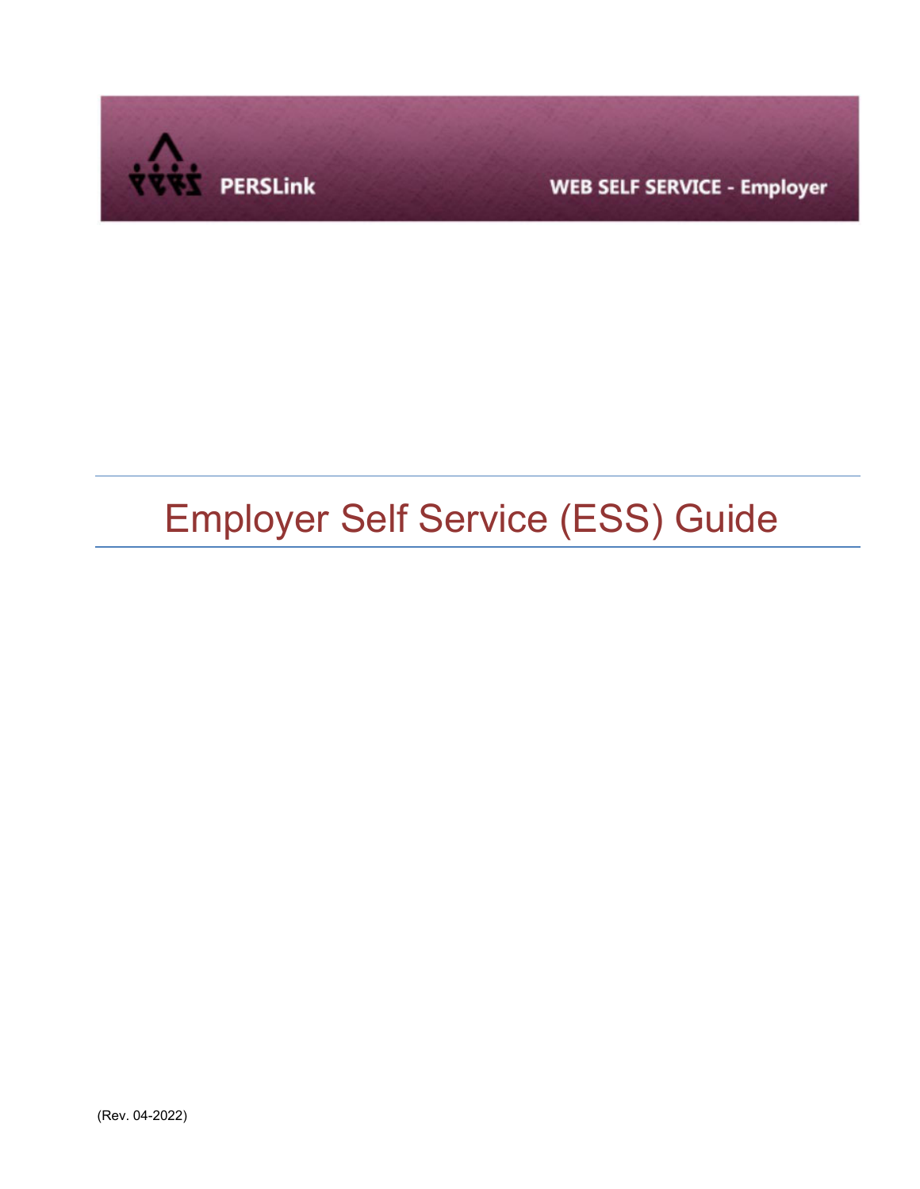PERSLink

WEB SELF SERVICE - Employer

# Employer Self Service (ESS) Guide

(Rev. 04-2022)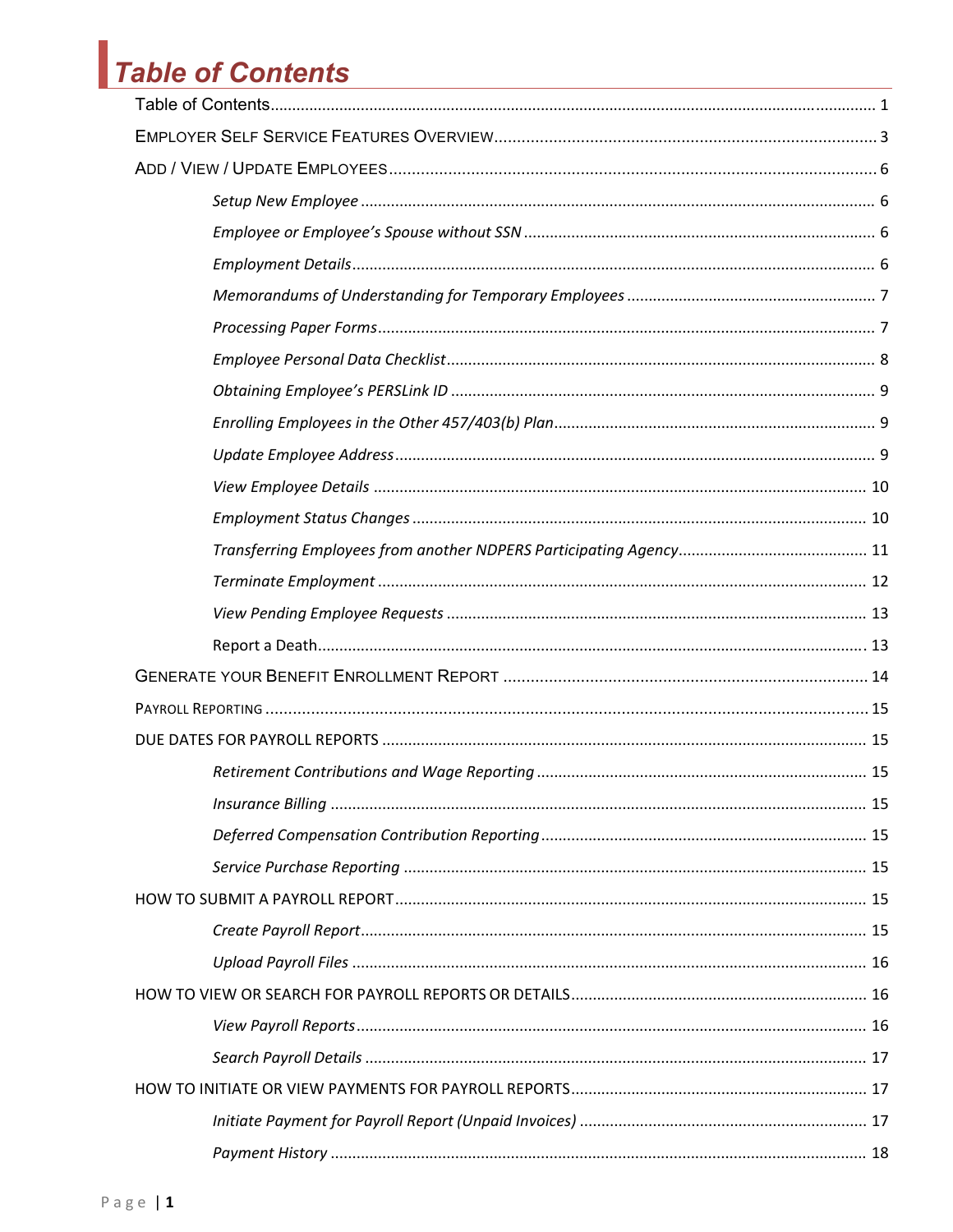# Table of Contents

Table of Contents ........ 1

Employer Self Service Features Overview ........ 3

Add / View / Update Employees ........ 6

- *Setup New Employee* ........ 6
- *Employee or Employee's Spouse without SSN* ........ 6
- *Employment Details* ........ 6
- *Memorandums of Understanding for Temporary Employees* ........ 7
- *Processing Paper Forms* ........ 7
- *Employee Personal Data Checklist* ........ 8
- *Obtaining Employee's PERSLink ID* ........ 9
- *Enrolling Employees in the Other 457/403(b) Plan* ........ 9
- *Update Employee Address* ........ 9
- *View Employee Details* ........ 10
- *Employment Status Changes* ........ 10
- *Transferring Employees from another NDPERS Participating Agency* ........ 11
- *Terminate Employment* ........ 12
- *View Pending Employee Requests* ........ 13
- Report a Death ........ 13

Generate your Benefit Enrollment Report ........ 14

Payroll Reporting ........ 15

DUE DATES FOR PAYROLL REPORTS ........ 15

- *Retirement Contributions and Wage Reporting* ........ 15
- *Insurance Billing* ........ 15
- *Deferred Compensation Contribution Reporting* ........ 15
- *Service Purchase Reporting* ........ 15

HOW TO SUBMIT A PAYROLL REPORT ........ 15

- *Create Payroll Report* ........ 15
- *Upload Payroll Files* ........ 16

HOW TO VIEW OR SEARCH FOR PAYROLL REPORTS OR DETAILS ........ 16

- *View Payroll Reports* ........ 16
- *Search Payroll Details* ........ 17

HOW TO INITIATE OR VIEW PAYMENTS FOR PAYROLL REPORTS ........ 17

- *Initiate Payment for Payroll Report (Unpaid Invoices)* ........ 17
- *Payment History* ........ 18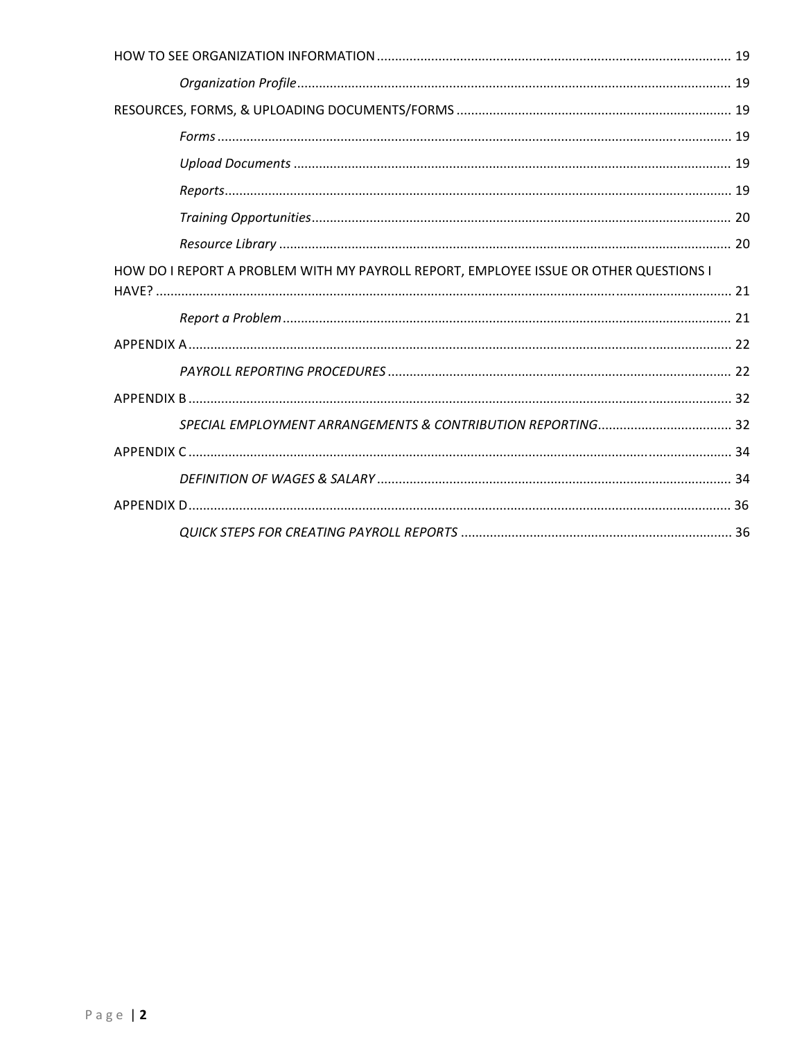HOW TO SEE ORGANIZATION INFORMATION ........................................................................................ 19

*Organization Profile* ........................................................................................................... 19

RESOURCES, FORMS, & UPLOADING DOCUMENTS/FORMS ........................................................................... 19

*Forms* ..................................................................................................................................... 19

*Upload Documents* ................................................................................................................. 19

*Reports* ................................................................................................................................... 19

*Training Opportunities* ............................................................................................................ 20

*Resource Library* .................................................................................................................... 20

HOW DO I REPORT A PROBLEM WITH MY PAYROLL REPORT, EMPLOYEE ISSUE OR OTHER QUESTIONS I HAVE? ........................................................................................................................................... 21

*Report a Problem* .................................................................................................................... 21

APPENDIX A .................................................................................................................................... 22

*PAYROLL REPORTING PROCEDURES* ............................................................................................ 22

APPENDIX B .................................................................................................................................... 32

*SPECIAL EMPLOYMENT ARRANGEMENTS & CONTRIBUTION REPORTING* ..................................... 32

APPENDIX C .................................................................................................................................... 34

*DEFINITION OF WAGES & SALARY* ................................................................................................ 34

APPENDIX D .................................................................................................................................... 36

*QUICK STEPS FOR CREATING PAYROLL REPORTS* ........................................................................ 36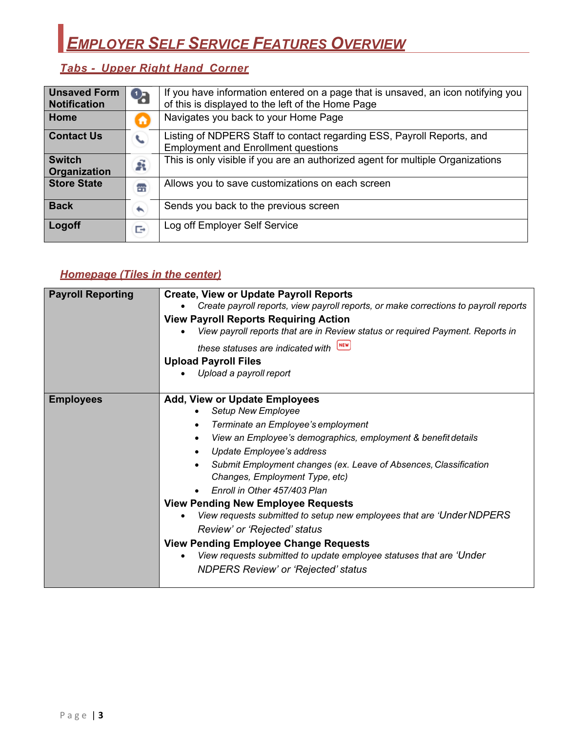# Employer Self Service Features Overview

## *Tabs - Upper Right Hand Corner*

| | | |
|---|---|---|
| **Unsaved Form Notification** | | If you have information entered on a page that is unsaved, an icon notifying you of this is displayed to the left of the Home Page |
| **Home** | | Navigates you back to your Home Page |
| **Contact Us** | | Listing of NDPERS Staff to contact regarding ESS, Payroll Reports, and Employment and Enrollment questions |
| **Switch Organization** | | This is only visible if you are an authorized agent for multiple Organizations |
| **Store State** | | Allows you to save customizations on each screen |
| **Back** | | Sends you back to the previous screen |
| **Logoff** | | Log off Employer Self Service |

## *Homepage (Tiles in the center)*

| | |
|---|---|
| **Payroll Reporting** | **Create, View or Update Payroll Reports**<br>• *Create payroll reports, view payroll reports, or make corrections to payroll reports*<br>**View Payroll Reports Requiring Action**<br>• *View payroll reports that are in Review status or required Payment. Reports in these statuses are indicated with* NEW<br>**Upload Payroll Files**<br>• *Upload a payroll report* |
| **Employees** | **Add, View or Update Employees**<br>• *Setup New Employee*<br>• *Terminate an Employee's employment*<br>• *View an Employee's demographics, employment & benefit details*<br>• *Update Employee's address*<br>• *Submit Employment changes (ex. Leave of Absences, Classification Changes, Employment Type, etc)*<br>• *Enroll in Other 457/403 Plan*<br>**View Pending New Employee Requests**<br>• *View requests submitted to setup new employees that are 'Under NDPERS Review' or 'Rejected' status*<br>**View Pending Employee Change Requests**<br>• *View requests submitted to update employee statuses that are 'Under NDPERS Review' or 'Rejected' status* |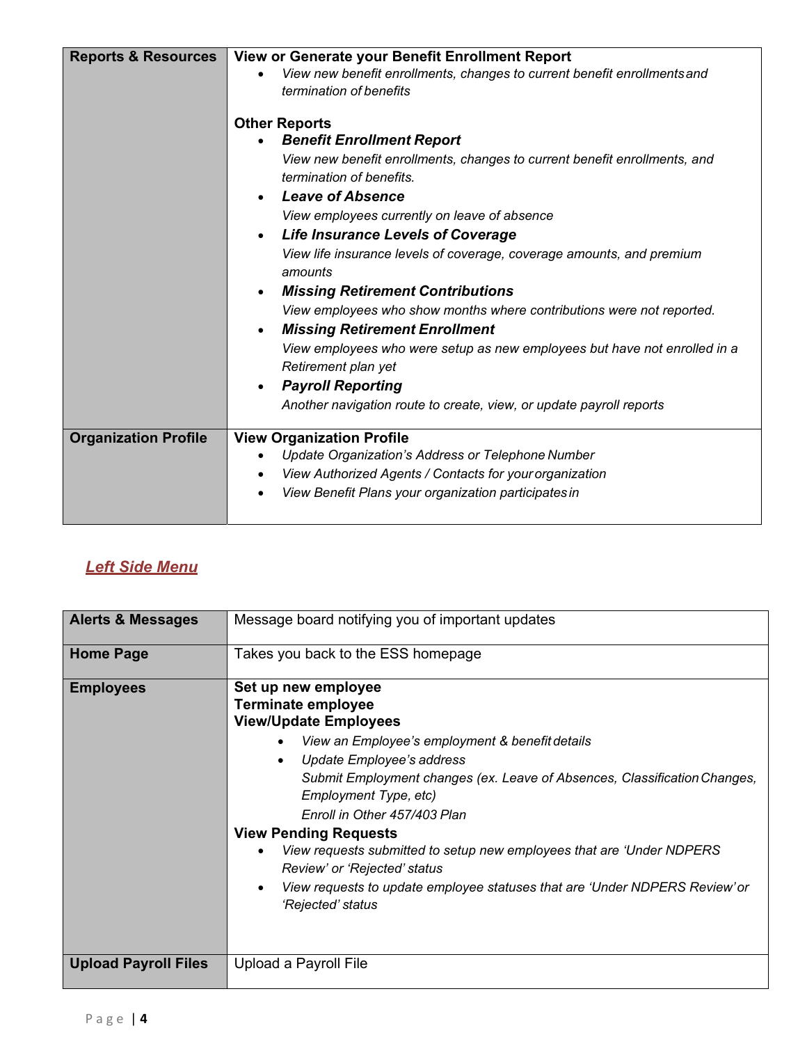| Reports & Resources | **View or Generate your Benefit Enrollment Report**<br>• *View new benefit enrollments, changes to current benefit enrollments and termination of benefits*<br><br>**Other Reports**<br>• ***Benefit Enrollment Report***<br>*View new benefit enrollments, changes to current benefit enrollments, and termination of benefits.*<br>• ***Leave of Absence***<br>*View employees currently on leave of absence*<br>• ***Life Insurance Levels of Coverage***<br>*View life insurance levels of coverage, coverage amounts, and premium amounts*<br>• ***Missing Retirement Contributions***<br>*View employees who show months where contributions were not reported.*<br>• ***Missing Retirement Enrollment***<br>*View employees who were setup as new employees but have not enrolled in a Retirement plan yet*<br>• ***Payroll Reporting***<br>*Another navigation route to create, view, or update payroll reports* |
|---|---|
| **Organization Profile** | **View Organization Profile**<br>• *Update Organization's Address or Telephone Number*<br>• *View Authorized Agents / Contacts for your organization*<br>• *View Benefit Plans your organization participates in* |

## *Left Side Menu*

| Alerts & Messages | Message board notifying you of important updates |
|---|---|
| **Home Page** | Takes you back to the ESS homepage |
| **Employees** | **Set up new employee**<br>**Terminate employee**<br>**View/Update Employees**<br>• *View an Employee's employment & benefit details*<br>• *Update Employee's address*<br>*Submit Employment changes (ex. Leave of Absences, Classification Changes, Employment Type, etc)*<br>*Enroll in Other 457/403 Plan*<br>**View Pending Requests**<br>• *View requests submitted to setup new employees that are 'Under NDPERS Review' or 'Rejected' status*<br>• *View requests to update employee statuses that are 'Under NDPERS Review' or 'Rejected' status* |
| **Upload Payroll Files** | Upload a Payroll File |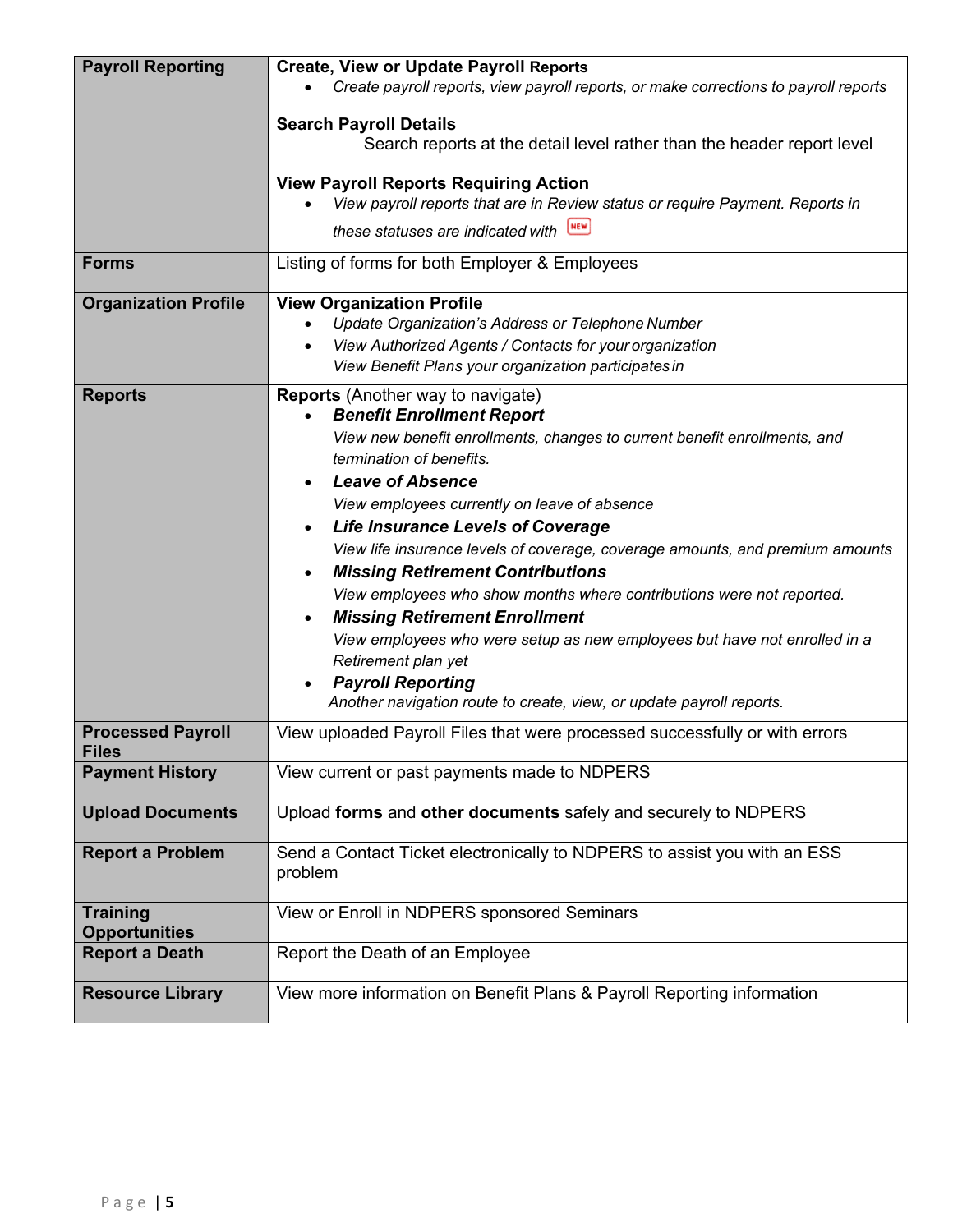| | |
|---|---|
| **Payroll Reporting** | **Create, View or Update Payroll Reports**<br>• *Create payroll reports, view payroll reports, or make corrections to payroll reports*<br><br>**Search Payroll Details**<br>Search reports at the detail level rather than the header report level<br><br>**View Payroll Reports Requiring Action**<br>• *View payroll reports that are in Review status or require Payment. Reports in these statuses are indicated with* NEW |
| **Forms** | Listing of forms for both Employer & Employees |
| **Organization Profile** | **View Organization Profile**<br>• *Update Organization's Address or Telephone Number*<br>• *View Authorized Agents / Contacts for your organization*<br>*View Benefit Plans your organization participates in* |
| **Reports** | **Reports** (Another way to navigate)<br>• ***Benefit Enrollment Report***<br>*View new benefit enrollments, changes to current benefit enrollments, and termination of benefits.*<br>• ***Leave of Absence***<br>*View employees currently on leave of absence*<br>• ***Life Insurance Levels of Coverage***<br>*View life insurance levels of coverage, coverage amounts, and premium amounts*<br>• ***Missing Retirement Contributions***<br>*View employees who show months where contributions were not reported.*<br>• ***Missing Retirement Enrollment***<br>*View employees who were setup as new employees but have not enrolled in a Retirement plan yet*<br>• ***Payroll Reporting***<br>*Another navigation route to create, view, or update payroll reports.* |
| **Processed Payroll Files** | View uploaded Payroll Files that were processed successfully or with errors |
| **Payment History** | View current or past payments made to NDPERS |
| **Upload Documents** | Upload **forms** and **other documents** safely and securely to NDPERS |
| **Report a Problem** | Send a Contact Ticket electronically to NDPERS to assist you with an ESS problem |
| **Training Opportunities** | View or Enroll in NDPERS sponsored Seminars |
| **Report a Death** | Report the Death of an Employee |
| **Resource Library** | View more information on Benefit Plans & Payroll Reporting information |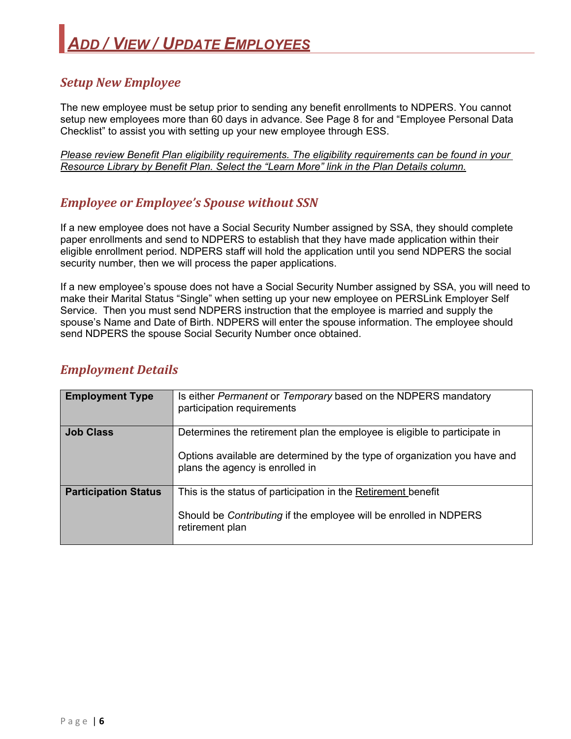# Add / View / Update Employees

## Setup New Employee

The new employee must be setup prior to sending any benefit enrollments to NDPERS. You cannot setup new employees more than 60 days in advance. See Page 8 for and "Employee Personal Data Checklist" to assist you with setting up your new employee through ESS.

*Please review Benefit Plan eligibility requirements. The eligibility requirements can be found in your Resource Library by Benefit Plan. Select the "Learn More" link in the Plan Details column.*

## Employee or Employee's Spouse without SSN

If a new employee does not have a Social Security Number assigned by SSA, they should complete paper enrollments and send to NDPERS to establish that they have made application within their eligible enrollment period. NDPERS staff will hold the application until you send NDPERS the social security number, then we will process the paper applications.

If a new employee's spouse does not have a Social Security Number assigned by SSA, you will need to make their Marital Status "Single" when setting up your new employee on PERSLink Employer Self Service. Then you must send NDPERS instruction that the employee is married and supply the spouse's Name and Date of Birth. NDPERS will enter the spouse information. The employee should send NDPERS the spouse Social Security Number once obtained.

## Employment Details

| | |
|---|---|
| **Employment Type** | Is either *Permanent* or *Temporary* based on the NDPERS mandatory participation requirements |
| **Job Class** | Determines the retirement plan the employee is eligible to participate in<br><br>Options available are determined by the type of organization you have and plans the agency is enrolled in |
| **Participation Status** | This is the status of participation in the Retirement benefit<br><br>Should be *Contributing* if the employee will be enrolled in NDPERS retirement plan |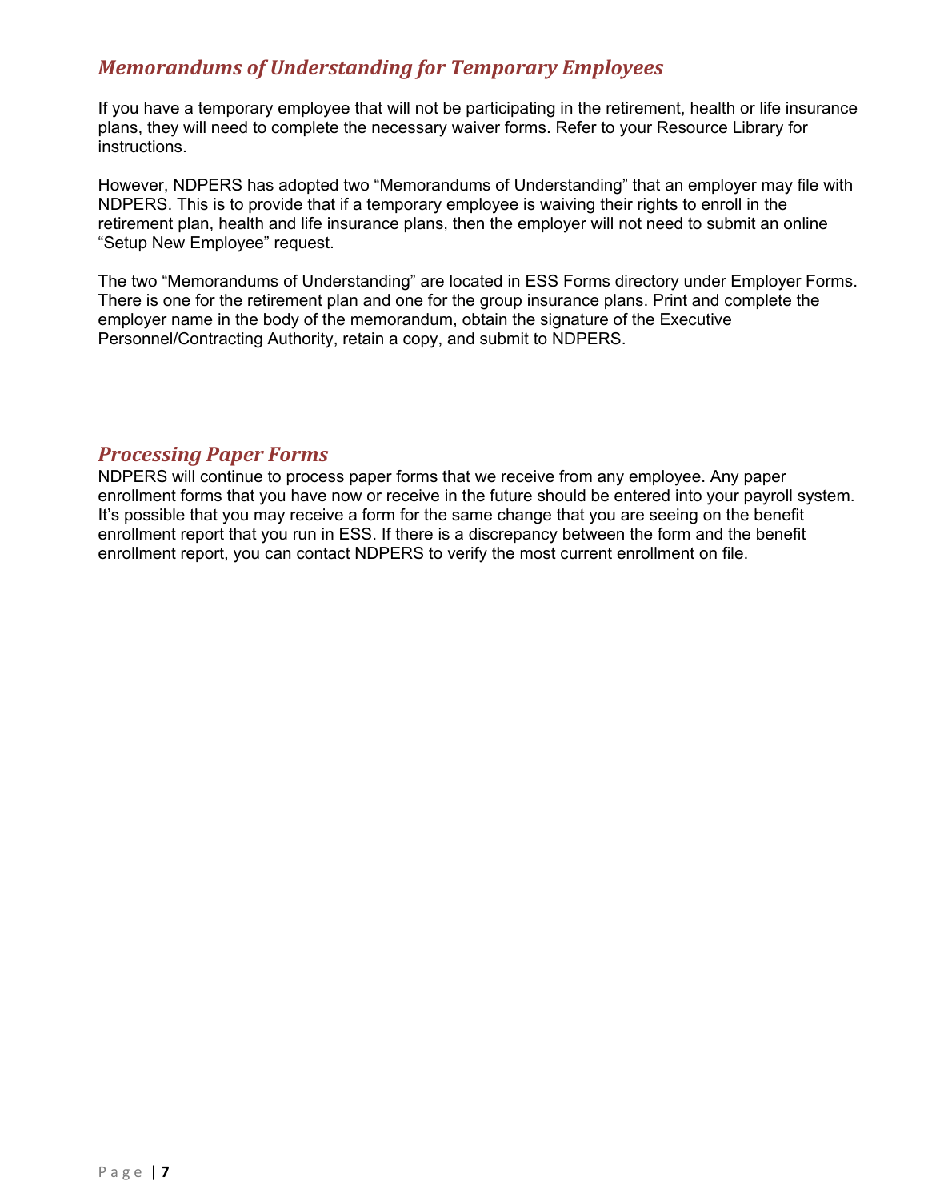## *Memorandums of Understanding for Temporary Employees*

If you have a temporary employee that will not be participating in the retirement, health or life insurance plans, they will need to complete the necessary waiver forms. Refer to your Resource Library for instructions.

However, NDPERS has adopted two “Memorandums of Understanding” that an employer may file with NDPERS. This is to provide that if a temporary employee is waiving their rights to enroll in the retirement plan, health and life insurance plans, then the employer will not need to submit an online “Setup New Employee” request.

The two “Memorandums of Understanding” are located in ESS Forms directory under Employer Forms. There is one for the retirement plan and one for the group insurance plans. Print and complete the employer name in the body of the memorandum, obtain the signature of the Executive Personnel/Contracting Authority, retain a copy, and submit to NDPERS.

## *Processing Paper Forms*

NDPERS will continue to process paper forms that we receive from any employee. Any paper enrollment forms that you have now or receive in the future should be entered into your payroll system. It’s possible that you may receive a form for the same change that you are seeing on the benefit enrollment report that you run in ESS. If there is a discrepancy between the form and the benefit enrollment report, you can contact NDPERS to verify the most current enrollment on file.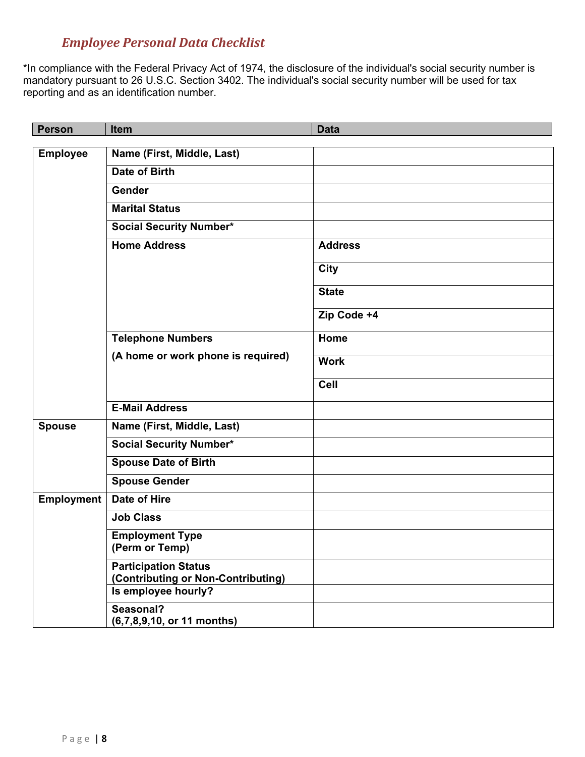*Employee Personal Data Checklist*

*In compliance with the Federal Privacy Act of 1974, the disclosure of the individual's social security number is mandatory pursuant to 26 U.S.C. Section 3402. The individual's social security number will be used for tax reporting and as an identification number.

| Person | Item | Data |
|---|---|---|
| **Employee** | **Name (First, Middle, Last)** | |
| | **Date of Birth** | |
| | **Gender** | |
| | **Marital Status** | |
| | **Social Security Number*** | |
| | **Home Address** | **Address** |
| | | **City** |
| | | **State** |
| | | **Zip Code +4** |
| | **Telephone Numbers** (A home or work phone is required) | **Home** |
| | | **Work** |
| | | **Cell** |
| | **E-Mail Address** | |
| **Spouse** | **Name (First, Middle, Last)** | |
| | **Social Security Number*** | |
| | **Spouse Date of Birth** | |
| | **Spouse Gender** | |
| **Employment** | **Date of Hire** | |
| | **Job Class** | |
| | **Employment Type (Perm or Temp)** | |
| | **Participation Status (Contributing or Non-Contributing)** | |
| | **Is employee hourly?** | |
| | **Seasonal? (6,7,8,9,10, or 11 months)** | |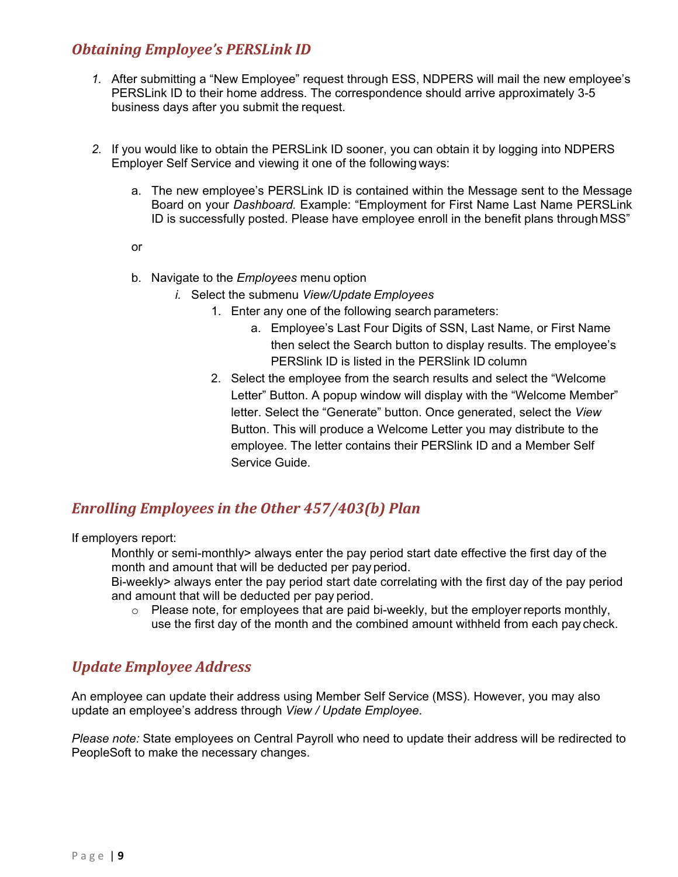## *Obtaining Employee's PERSLink ID*

1. After submitting a "New Employee" request through ESS, NDPERS will mail the new employee's PERSLink ID to their home address. The correspondence should arrive approximately 3-5 business days after you submit the request.

2. If you would like to obtain the PERSLink ID sooner, you can obtain it by logging into NDPERS Employer Self Service and viewing it one of the following ways:

   a. The new employee's PERSLink ID is contained within the Message sent to the Message Board on your *Dashboard.* Example: "Employment for First Name Last Name PERSLink ID is successfully posted. Please have employee enroll in the benefit plans through MSS"

   or

   b. Navigate to the *Employees* menu option
      i. Select the submenu *View/Update Employees*
         1. Enter any one of the following search parameters:
            a. Employee's Last Four Digits of SSN, Last Name, or First Name then select the Search button to display results. The employee's PERSlink ID is listed in the PERSlink ID column
         2. Select the employee from the search results and select the "Welcome Letter" Button. A popup window will display with the "Welcome Member" letter. Select the "Generate" button. Once generated, select the *View* Button. This will produce a Welcome Letter you may distribute to the employee. The letter contains their PERSlink ID and a Member Self Service Guide.

## *Enrolling Employees in the Other 457/403(b) Plan*

If employers report:

Monthly or semi-monthly> always enter the pay period start date effective the first day of the month and amount that will be deducted per pay period.

Bi-weekly> always enter the pay period start date correlating with the first day of the pay period and amount that will be deducted per pay period.

- Please note, for employees that are paid bi-weekly, but the employer reports monthly, use the first day of the month and the combined amount withheld from each pay check.

## *Update Employee Address*

An employee can update their address using Member Self Service (MSS). However, you may also update an employee's address through *View / Update Employee*.

*Please note:* State employees on Central Payroll who need to update their address will be redirected to PeopleSoft to make the necessary changes.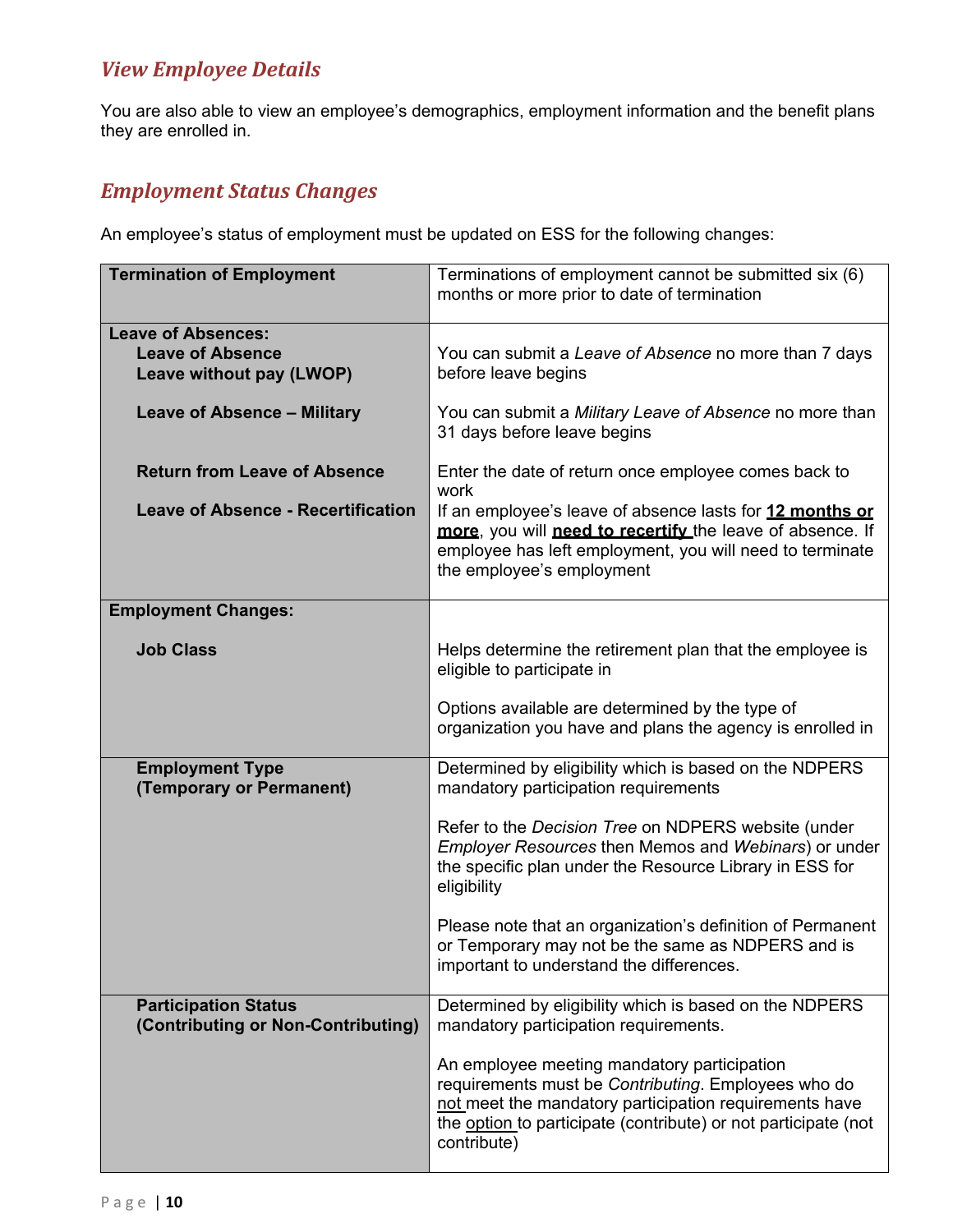## *View Employee Details*

You are also able to view an employee's demographics, employment information and the benefit plans they are enrolled in.

## *Employment Status Changes*

An employee's status of employment must be updated on ESS for the following changes:

| | |
|---|---|
| **Termination of Employment** | Terminations of employment cannot be submitted six (6) months or more prior to date of termination |
| **Leave of Absences:**<br>**Leave of Absence**<br>**Leave without pay (LWOP)** | You can submit a *Leave of Absence* no more than 7 days before leave begins |
| **Leave of Absence – Military** | You can submit a *Military Leave of Absence* no more than 31 days before leave begins |
| **Return from Leave of Absence** | Enter the date of return once employee comes back to work |
| **Leave of Absence - Recertification** | If an employee's leave of absence lasts for **12 months or more**, you will **need to recertify** the leave of absence. If employee has left employment, you will need to terminate the employee's employment |
| **Employment Changes:** | |
| **Job Class** | Helps determine the retirement plan that the employee is eligible to participate in<br><br>Options available are determined by the type of organization you have and plans the agency is enrolled in |
| **Employment Type (Temporary or Permanent)** | Determined by eligibility which is based on the NDPERS mandatory participation requirements<br><br>Refer to the *Decision Tree* on NDPERS website (under *Employer Resources* then Memos and *Webinars*) or under the specific plan under the Resource Library in ESS for eligibility<br><br>Please note that an organization's definition of Permanent or Temporary may not be the same as NDPERS and is important to understand the differences. |
| **Participation Status (Contributing or Non-Contributing)** | Determined by eligibility which is based on the NDPERS mandatory participation requirements.<br><br>An employee meeting mandatory participation requirements must be *Contributing*. Employees who do not meet the mandatory participation requirements have the option to participate (contribute) or not participate (not contribute) |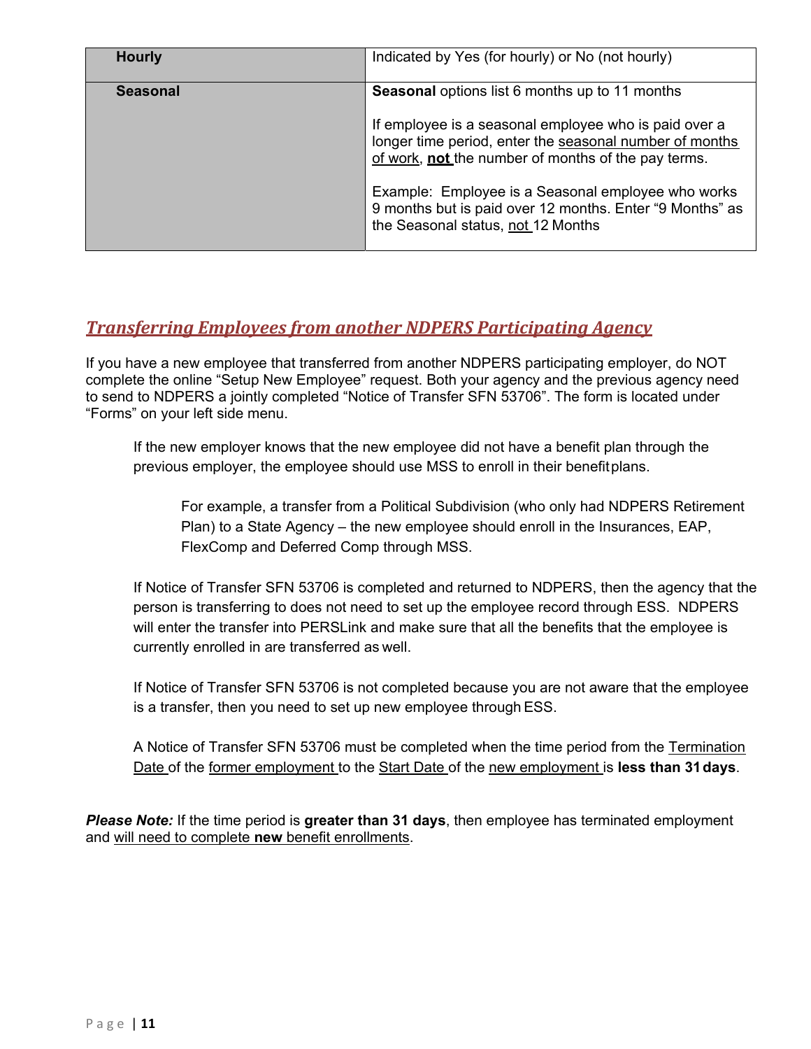| **Hourly** | Indicated by Yes (for hourly) or No (not hourly) |
|---|---|
| **Seasonal** | **Seasonal** options list 6 months up to 11 months<br><br>If employee is a seasonal employee who is paid over a longer time period, enter the seasonal number of months of work, **not** the number of months of the pay terms.<br><br>Example: Employee is a Seasonal employee who works 9 months but is paid over 12 months. Enter "9 Months" as the Seasonal status, not 12 Months |

## *Transferring Employees from another NDPERS Participating Agency*

If you have a new employee that transferred from another NDPERS participating employer, do NOT complete the online "Setup New Employee" request. Both your agency and the previous agency need to send to NDPERS a jointly completed "Notice of Transfer SFN 53706". The form is located under "Forms" on your left side menu.

> If the new employer knows that the new employee did not have a benefit plan through the previous employer, the employee should use MSS to enroll in their benefit plans.
>
> > For example, a transfer from a Political Subdivision (who only had NDPERS Retirement Plan) to a State Agency – the new employee should enroll in the Insurances, EAP, FlexComp and Deferred Comp through MSS.
>
> If Notice of Transfer SFN 53706 is completed and returned to NDPERS, then the agency that the person is transferring to does not need to set up the employee record through ESS. NDPERS will enter the transfer into PERSLink and make sure that all the benefits that the employee is currently enrolled in are transferred as well.
>
> If Notice of Transfer SFN 53706 is not completed because you are not aware that the employee is a transfer, then you need to set up new employee through ESS.
>
> A Notice of Transfer SFN 53706 must be completed when the time period from the Termination Date of the former employment to the Start Date of the new employment is **less than 31 days**.

***Please Note:*** If the time period is **greater than 31 days**, then employee has terminated employment and will need to complete **new** benefit enrollments.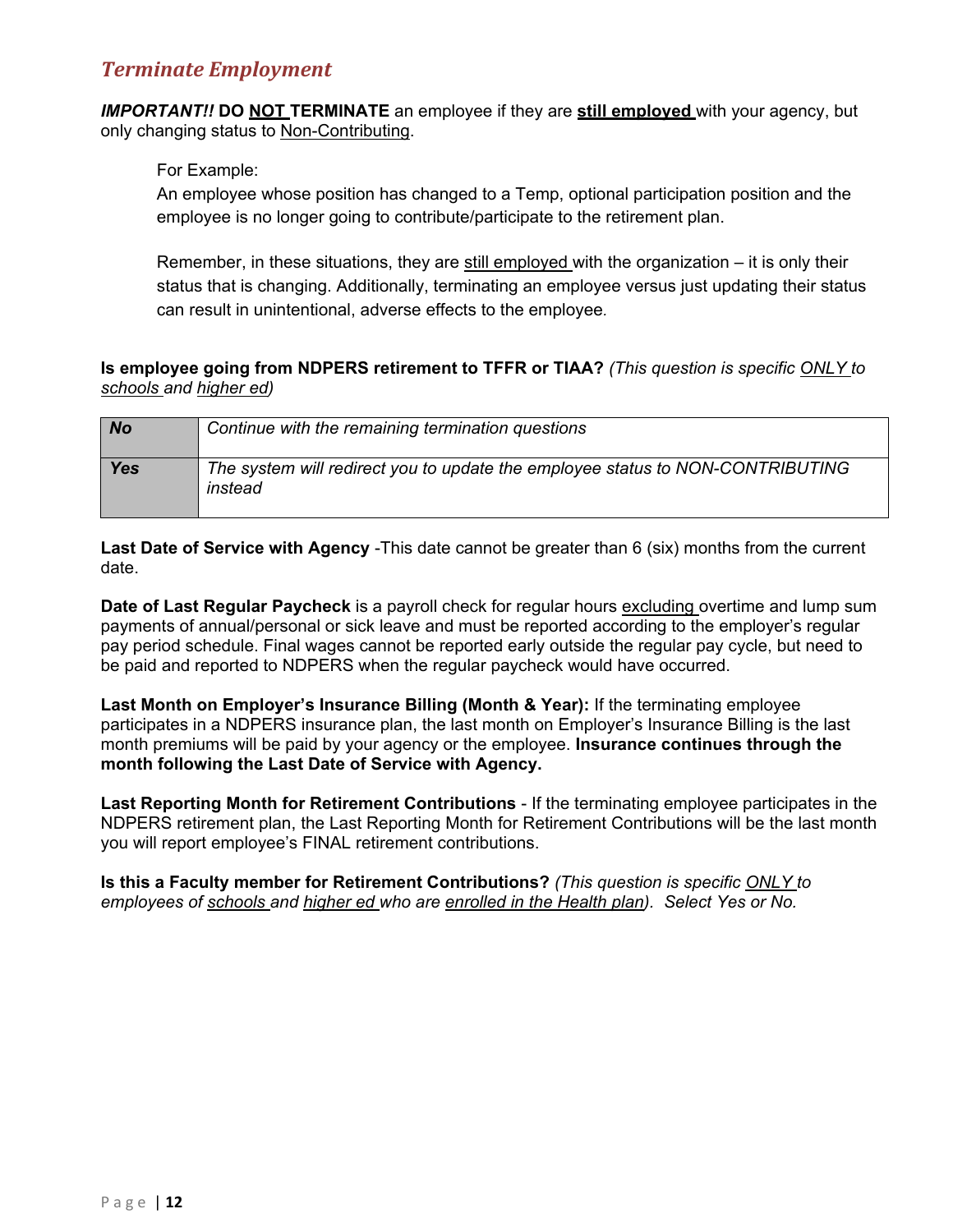## *Terminate Employment*

***IMPORTANT!!*** **DO NOT TERMINATE** an employee if they are **still employed** with your agency, but only changing status to Non-Contributing.

> For Example:
> An employee whose position has changed to a Temp, optional participation position and the employee is no longer going to contribute/participate to the retirement plan.
>
> Remember, in these situations, they are still employed with the organization – it is only their status that is changing. Additionally, terminating an employee versus just updating their status can result in unintentional, adverse effects to the employee.

**Is employee going from NDPERS retirement to TFFR or TIAA?** *(This question is specific ONLY to schools and higher ed)*

| | |
|---|---|
| ***No*** | *Continue with the remaining termination questions* |
| ***Yes*** | *The system will redirect you to update the employee status to NON-CONTRIBUTING instead* |

**Last Date of Service with Agency** -This date cannot be greater than 6 (six) months from the current date.

**Date of Last Regular Paycheck** is a payroll check for regular hours excluding overtime and lump sum payments of annual/personal or sick leave and must be reported according to the employer's regular pay period schedule. Final wages cannot be reported early outside the regular pay cycle, but need to be paid and reported to NDPERS when the regular paycheck would have occurred.

**Last Month on Employer's Insurance Billing (Month & Year):** If the terminating employee participates in a NDPERS insurance plan, the last month on Employer's Insurance Billing is the last month premiums will be paid by your agency or the employee. **Insurance continues through the month following the Last Date of Service with Agency.**

**Last Reporting Month for Retirement Contributions** - If the terminating employee participates in the NDPERS retirement plan, the Last Reporting Month for Retirement Contributions will be the last month you will report employee's FINAL retirement contributions.

**Is this a Faculty member for Retirement Contributions?** *(This question is specific ONLY to employees of schools and higher ed who are enrolled in the Health plan). Select Yes or No.*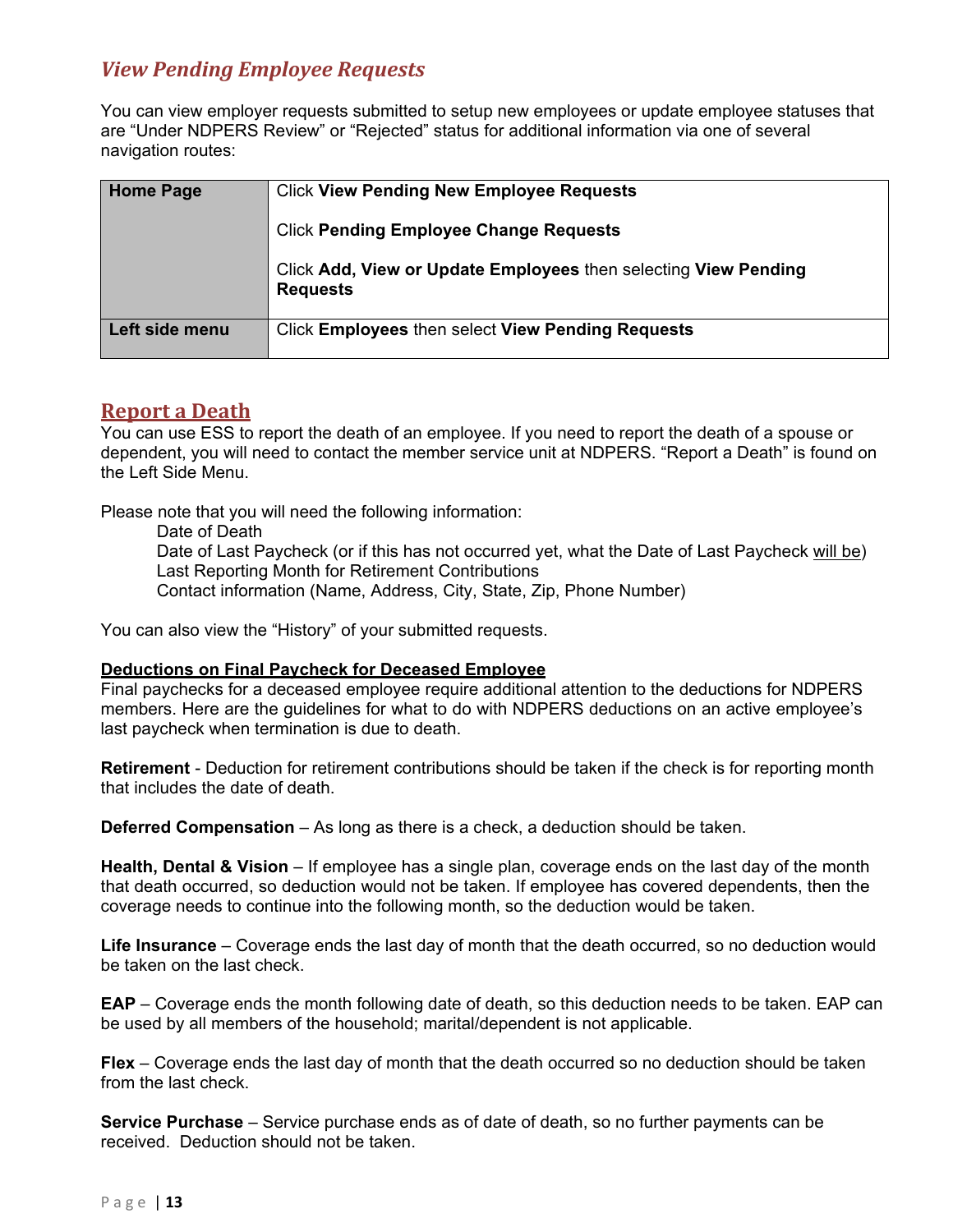## *View Pending Employee Requests*

You can view employer requests submitted to setup new employees or update employee statuses that are “Under NDPERS Review” or “Rejected” status for additional information via one of several navigation routes:

| **Home Page** | Click **View Pending New Employee Requests**<br><br>Click **Pending Employee Change Requests**<br><br>Click **Add, View or Update Employees** then selecting **View Pending Requests** |
|---|---|
| **Left side menu** | Click **Employees** then select **View Pending Requests** |

## Report a Death

You can use ESS to report the death of an employee. If you need to report the death of a spouse or dependent, you will need to contact the member service unit at NDPERS. “Report a Death” is found on the Left Side Menu.

Please note that you will need the following information:

- Date of Death
- Date of Last Paycheck (or if this has not occurred yet, what the Date of Last Paycheck will be)
- Last Reporting Month for Retirement Contributions
- Contact information (Name, Address, City, State, Zip, Phone Number)

You can also view the “History” of your submitted requests.

**Deductions on Final Paycheck for Deceased Employee**

Final paychecks for a deceased employee require additional attention to the deductions for NDPERS members. Here are the guidelines for what to do with NDPERS deductions on an active employee’s last paycheck when termination is due to death.

**Retirement** - Deduction for retirement contributions should be taken if the check is for reporting month that includes the date of death.

**Deferred Compensation** – As long as there is a check, a deduction should be taken.

**Health, Dental & Vision** – If employee has a single plan, coverage ends on the last day of the month that death occurred, so deduction would not be taken. If employee has covered dependents, then the coverage needs to continue into the following month, so the deduction would be taken.

**Life Insurance** – Coverage ends the last day of month that the death occurred, so no deduction would be taken on the last check.

**EAP** – Coverage ends the month following date of death, so this deduction needs to be taken. EAP can be used by all members of the household; marital/dependent is not applicable.

**Flex** – Coverage ends the last day of month that the death occurred so no deduction should be taken from the last check.

**Service Purchase** – Service purchase ends as of date of death, so no further payments can be received. Deduction should not be taken.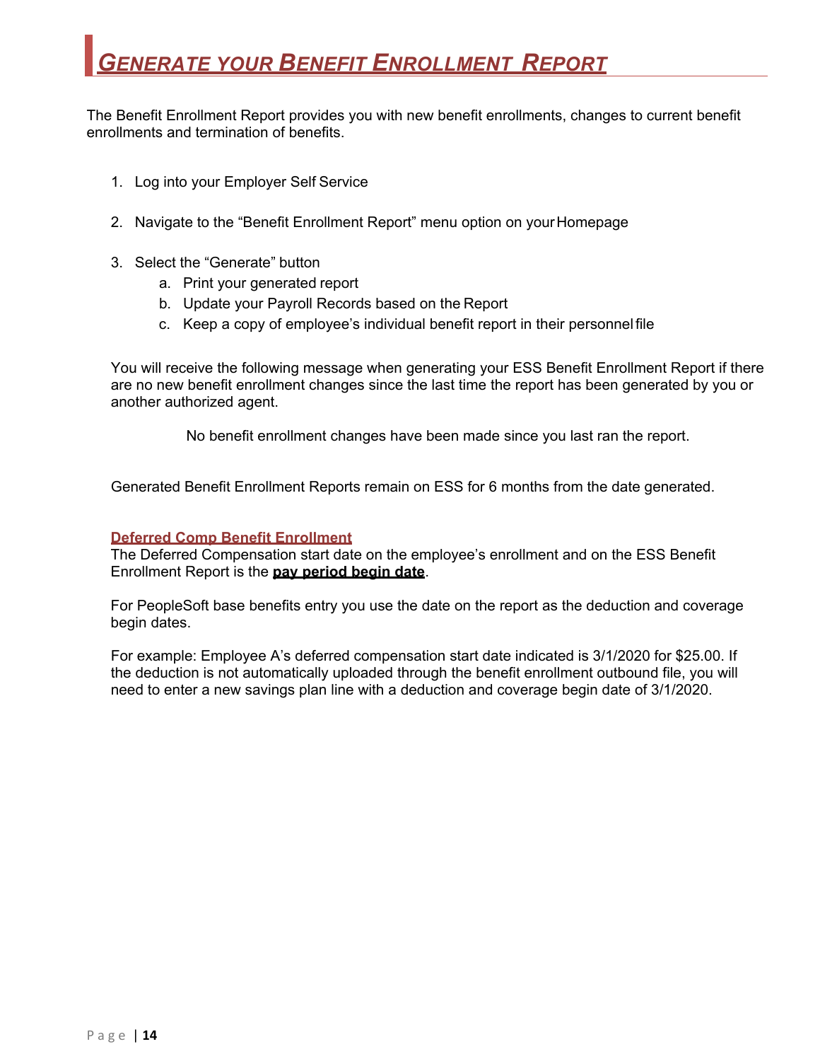# *Generate your Benefit Enrollment Report*

The Benefit Enrollment Report provides you with new benefit enrollments, changes to current benefit enrollments and termination of benefits.

1. Log into your Employer Self Service
2. Navigate to the "Benefit Enrollment Report" menu option on your Homepage
3. Select the "Generate" button
    a. Print your generated report
    b. Update your Payroll Records based on the Report
    c. Keep a copy of employee's individual benefit report in their personnel file

You will receive the following message when generating your ESS Benefit Enrollment Report if there are no new benefit enrollment changes since the last time the report has been generated by you or another authorized agent.

No benefit enrollment changes have been made since you last ran the report.

Generated Benefit Enrollment Reports remain on ESS for 6 months from the date generated.

**Deferred Comp Benefit Enrollment**

The Deferred Compensation start date on the employee's enrollment and on the ESS Benefit Enrollment Report is the **pay period begin date**.

For PeopleSoft base benefits entry you use the date on the report as the deduction and coverage begin dates.

For example: Employee A's deferred compensation start date indicated is 3/1/2020 for $25.00. If the deduction is not automatically uploaded through the benefit enrollment outbound file, you will need to enter a new savings plan line with a deduction and coverage begin date of 3/1/2020.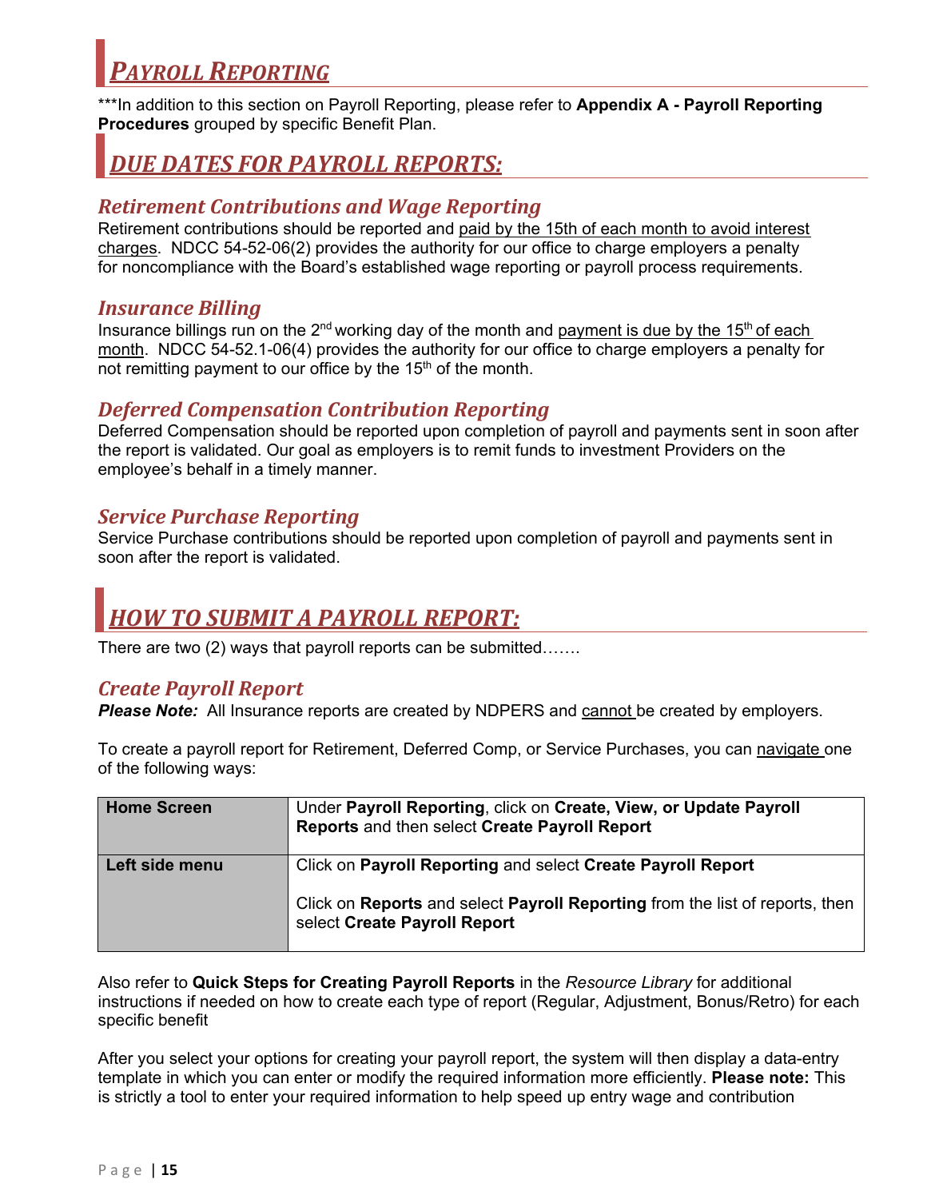# *PAYROLL REPORTING*

***In addition to this section on Payroll Reporting, please refer to **Appendix A - Payroll Reporting Procedures** grouped by specific Benefit Plan.

## *DUE DATES FOR PAYROLL REPORTS:*

### *Retirement Contributions and Wage Reporting*

Retirement contributions should be reported and paid by the 15th of each month to avoid interest charges. NDCC 54-52-06(2) provides the authority for our office to charge employers a penalty for noncompliance with the Board's established wage reporting or payroll process requirements.

### *Insurance Billing*

Insurance billings run on the 2nd working day of the month and payment is due by the 15th of each month. NDCC 54-52.1-06(4) provides the authority for our office to charge employers a penalty for not remitting payment to our office by the 15th of the month.

### *Deferred Compensation Contribution Reporting*

Deferred Compensation should be reported upon completion of payroll and payments sent in soon after the report is validated. Our goal as employers is to remit funds to investment Providers on the employee's behalf in a timely manner.

### *Service Purchase Reporting*

Service Purchase contributions should be reported upon completion of payroll and payments sent in soon after the report is validated.

## *HOW TO SUBMIT A PAYROLL REPORT:*

There are two (2) ways that payroll reports can be submitted…….

### *Create Payroll Report*

***Please Note:*** All Insurance reports are created by NDPERS and cannot be created by employers.

To create a payroll report for Retirement, Deferred Comp, or Service Purchases, you can navigate one of the following ways:

| **Home Screen** | Under **Payroll Reporting**, click on **Create, View, or Update Payroll Reports** and then select **Create Payroll Report** |
|---|---|
| **Left side menu** | Click on **Payroll Reporting** and select **Create Payroll Report**<br><br>Click on **Reports** and select **Payroll Reporting** from the list of reports, then select **Create Payroll Report** |

Also refer to **Quick Steps for Creating Payroll Reports** in the *Resource Library* for additional instructions if needed on how to create each type of report (Regular, Adjustment, Bonus/Retro) for each specific benefit

After you select your options for creating your payroll report, the system will then display a data-entry template in which you can enter or modify the required information more efficiently. **Please note:** This is strictly a tool to enter your required information to help speed up entry wage and contribution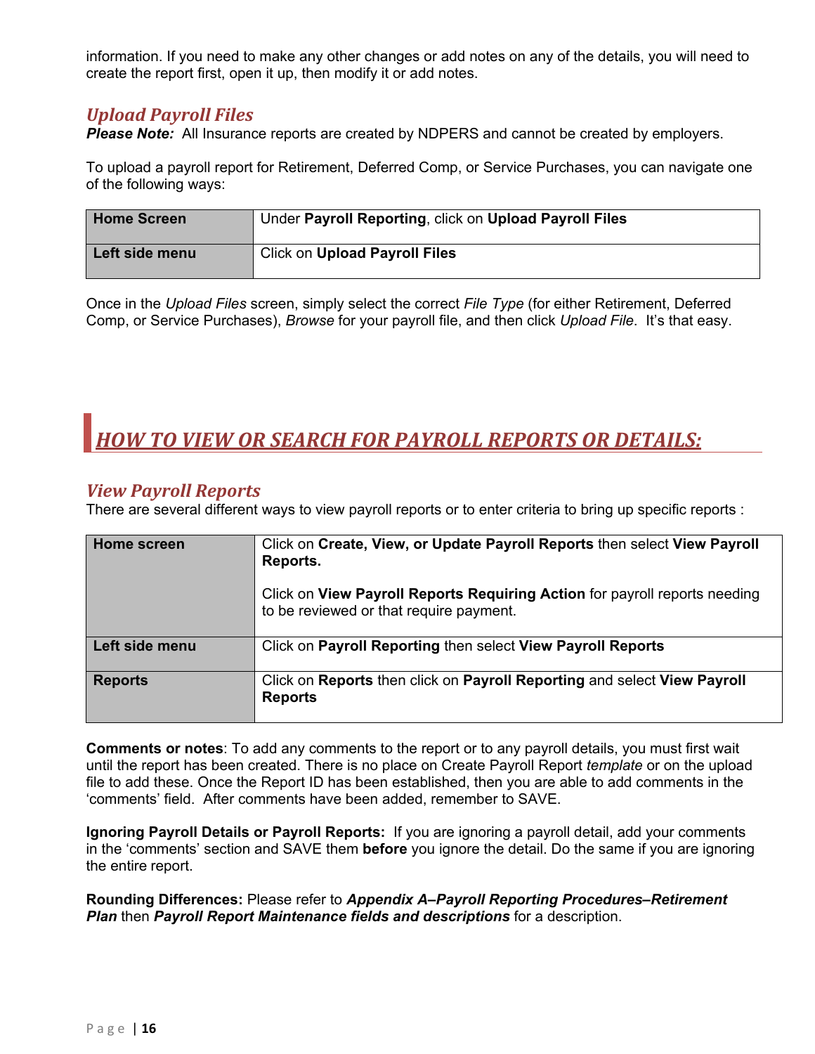information. If you need to make any other changes or add notes on any of the details, you will need to create the report first, open it up, then modify it or add notes.

### *Upload Payroll Files*

***Please Note:*** All Insurance reports are created by NDPERS and cannot be created by employers.

To upload a payroll report for Retirement, Deferred Comp, or Service Purchases, you can navigate one of the following ways:

| | |
|---|---|
| **Home Screen** | Under **Payroll Reporting**, click on **Upload Payroll Files** |
| **Left side menu** | Click on **Upload Payroll Files** |

Once in the *Upload Files* screen, simply select the correct *File Type* (for either Retirement, Deferred Comp, or Service Purchases), *Browse* for your payroll file, and then click *Upload File*. It's that easy.

## *HOW TO VIEW OR SEARCH FOR PAYROLL REPORTS OR DETAILS:*

### *View Payroll Reports*

There are several different ways to view payroll reports or to enter criteria to bring up specific reports :

| | |
|---|---|
| **Home screen** | Click on **Create, View, or Update Payroll Reports** then select **View Payroll Reports.**<br><br>Click on **View Payroll Reports Requiring Action** for payroll reports needing to be reviewed or that require payment. |
| **Left side menu** | Click on **Payroll Reporting** then select **View Payroll Reports** |
| **Reports** | Click on **Reports** then click on **Payroll Reporting** and select **View Payroll Reports** |

**Comments or notes**: To add any comments to the report or to any payroll details, you must first wait until the report has been created. There is no place on Create Payroll Report *template* or on the upload file to add these. Once the Report ID has been established, then you are able to add comments in the 'comments' field. After comments have been added, remember to SAVE.

**Ignoring Payroll Details or Payroll Reports:** If you are ignoring a payroll detail, add your comments in the 'comments' section and SAVE them **before** you ignore the detail. Do the same if you are ignoring the entire report.

**Rounding Differences:** Please refer to ***Appendix A–Payroll Reporting Procedures–Retirement Plan*** then ***Payroll Report Maintenance fields and descriptions*** for a description.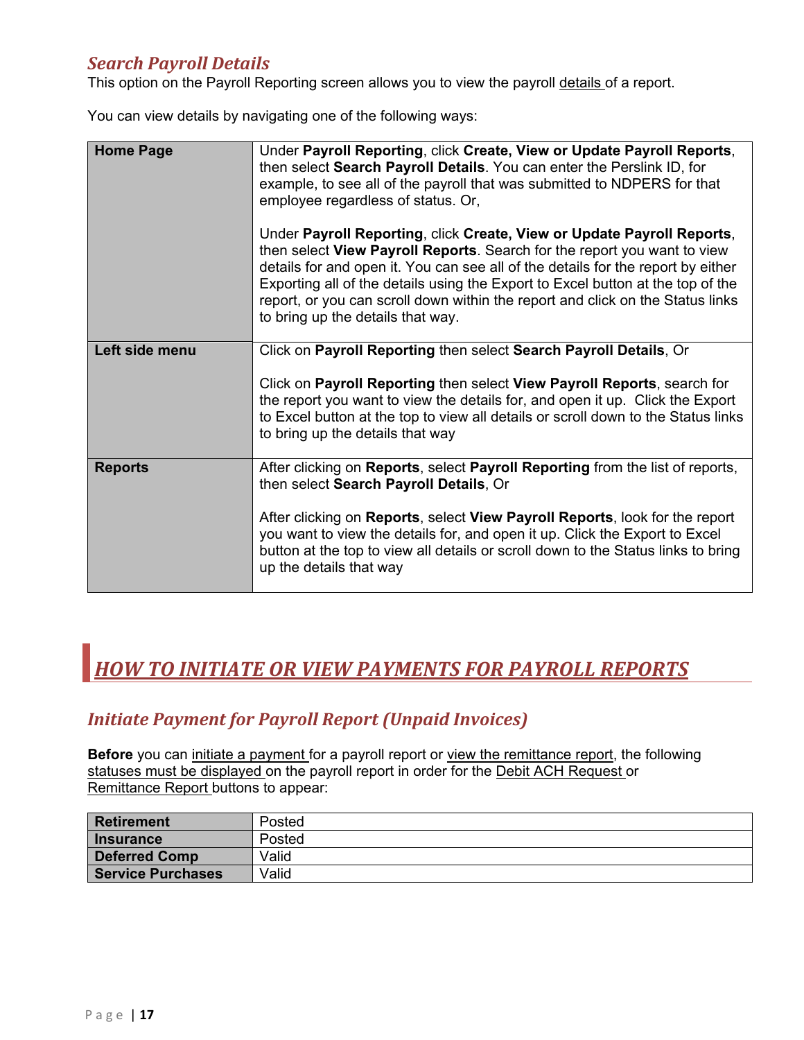### *Search Payroll Details*

This option on the Payroll Reporting screen allows you to view the payroll details of a report.

You can view details by navigating one of the following ways:

| | |
|---|---|
| **Home Page** | Under **Payroll Reporting**, click **Create, View or Update Payroll Reports**, then select **Search Payroll Details**. You can enter the Perslink ID, for example, to see all of the payroll that was submitted to NDPERS for that employee regardless of status. Or,<br><br>Under **Payroll Reporting**, click **Create, View or Update Payroll Reports**, then select **View Payroll Reports**. Search for the report you want to view details for and open it. You can see all of the details for the report by either Exporting all of the details using the Export to Excel button at the top of the report, or you can scroll down within the report and click on the Status links to bring up the details that way. |
| **Left side menu** | Click on **Payroll Reporting** then select **Search Payroll Details**, Or<br><br>Click on **Payroll Reporting** then select **View Payroll Reports**, search for the report you want to view the details for, and open it up. Click the Export to Excel button at the top to view all details or scroll down to the Status links to bring up the details that way |
| **Reports** | After clicking on **Reports**, select **Payroll Reporting** from the list of reports, then select **Search Payroll Details**, Or<br><br>After clicking on **Reports**, select **View Payroll Reports**, look for the report you want to view the details for, and open it up. Click the Export to Excel button at the top to view all details or scroll down to the Status links to bring up the details that way |

## *HOW TO INITIATE OR VIEW PAYMENTS FOR PAYROLL REPORTS*

### *Initiate Payment for Payroll Report (Unpaid Invoices)*

**Before** you can initiate a payment for a payroll report or view the remittance report, the following statuses must be displayed on the payroll report in order for the Debit ACH Request or Remittance Report buttons to appear:

| | |
|---|---|
| **Retirement** | Posted |
| **Insurance** | Posted |
| **Deferred Comp** | Valid |
| **Service Purchases** | Valid |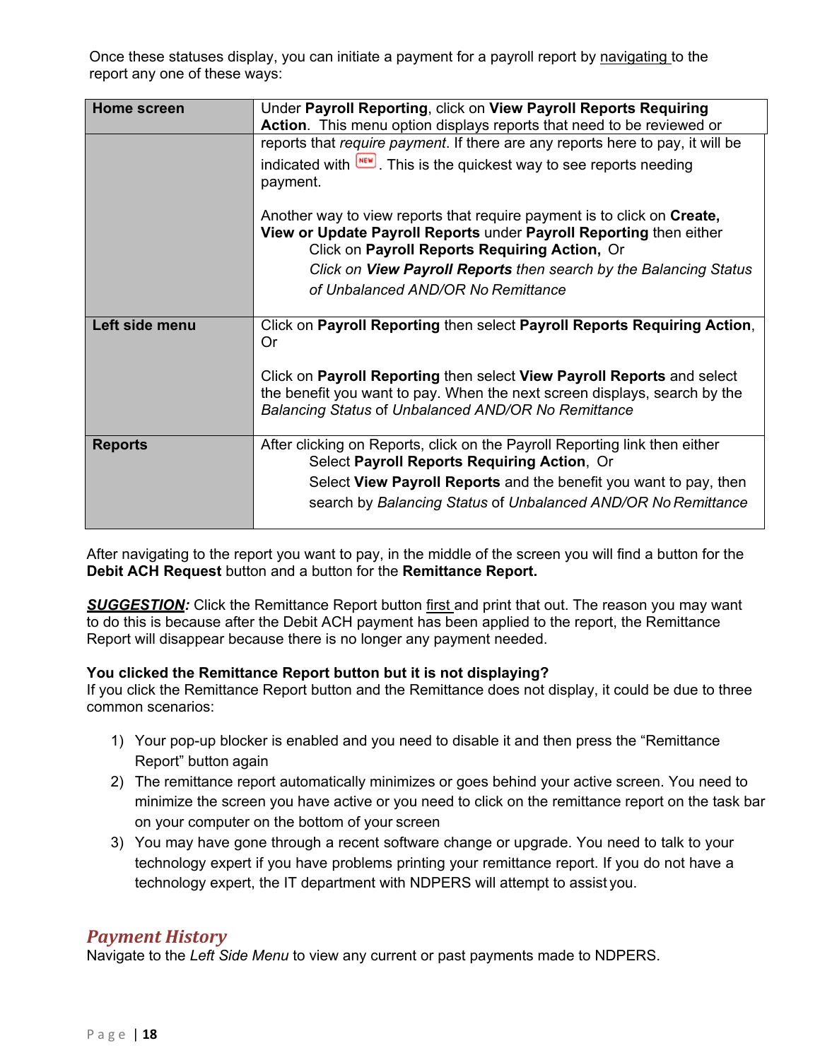Once these statuses display, you can initiate a payment for a payroll report by navigating to the report any one of these ways:

| | |
|---|---|
| **Home screen** | Under **Payroll Reporting**, click on **View Payroll Reports Requiring Action**. This menu option displays reports that need to be reviewed or reports that *require payment*. If there are any reports here to pay, it will be indicated with NEW. This is the quickest way to see reports needing payment.<br><br>Another way to view reports that require payment is to click on **Create, View or Update Payroll Reports** under **Payroll Reporting** then either<br>Click on **Payroll Reports Requiring Action**, Or<br>*Click on **View Payroll Reports** then search by the Balancing Status of Unbalanced AND/OR No Remittance* |
| **Left side menu** | Click on **Payroll Reporting** then select **Payroll Reports Requiring Action**, Or<br><br>Click on **Payroll Reporting** then select **View Payroll Reports** and select the benefit you want to pay. When the next screen displays, search by the *Balancing Status* of *Unbalanced AND/OR No Remittance* |
| **Reports** | After clicking on Reports, click on the Payroll Reporting link then either<br>Select **Payroll Reports Requiring Action**, Or<br>Select **View Payroll Reports** and the benefit you want to pay, then search by *Balancing Status* of *Unbalanced AND/OR No Remittance* |

After navigating to the report you want to pay, in the middle of the screen you will find a button for the **Debit ACH Request** button and a button for the **Remittance Report.**

***SUGGESTION:*** Click the Remittance Report button first and print that out. The reason you may want to do this is because after the Debit ACH payment has been applied to the report, the Remittance Report will disappear because there is no longer any payment needed.

**You clicked the Remittance Report button but it is not displaying?**
If you click the Remittance Report button and the Remittance does not display, it could be due to three common scenarios:

1) Your pop-up blocker is enabled and you need to disable it and then press the "Remittance Report" button again
2) The remittance report automatically minimizes or goes behind your active screen. You need to minimize the screen you have active or you need to click on the remittance report on the task bar on your computer on the bottom of your screen
3) You may have gone through a recent software change or upgrade. You need to talk to your technology expert if you have problems printing your remittance report. If you do not have a technology expert, the IT department with NDPERS will attempt to assist you.

## Payment History

Navigate to the *Left Side Menu* to view any current or past payments made to NDPERS.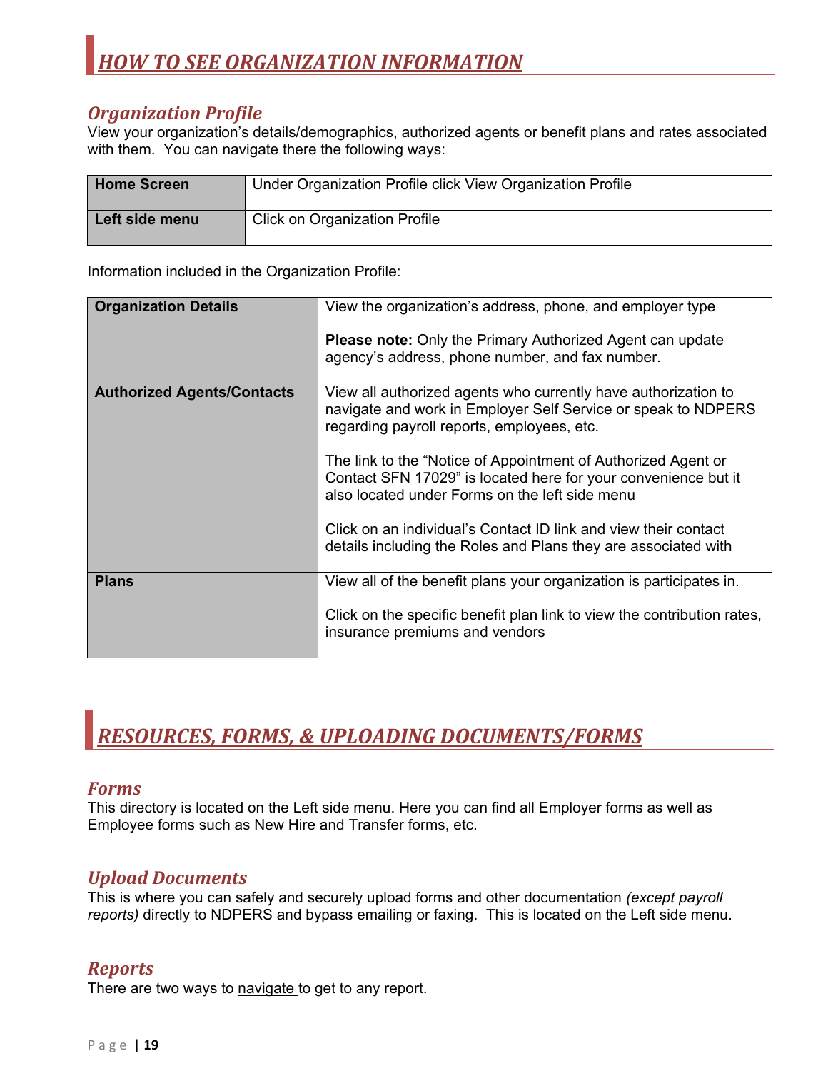# *HOW TO SEE ORGANIZATION INFORMATION*

## *Organization Profile*

View your organization's details/demographics, authorized agents or benefit plans and rates associated with them. You can navigate there the following ways:

| **Home Screen** | Under Organization Profile click View Organization Profile |
|---|---|
| **Left side menu** | Click on Organization Profile |

Information included in the Organization Profile:

| **Organization Details** | View the organization's address, phone, and employer type<br><br>**Please note:** Only the Primary Authorized Agent can update agency's address, phone number, and fax number. |
|---|---|
| **Authorized Agents/Contacts** | View all authorized agents who currently have authorization to navigate and work in Employer Self Service or speak to NDPERS regarding payroll reports, employees, etc.<br><br>The link to the "Notice of Appointment of Authorized Agent or Contact SFN 17029" is located here for your convenience but it also located under Forms on the left side menu<br><br>Click on an individual's Contact ID link and view their contact details including the Roles and Plans they are associated with |
| **Plans** | View all of the benefit plans your organization is participates in.<br><br>Click on the specific benefit plan link to view the contribution rates, insurance premiums and vendors |

# *RESOURCES, FORMS, & UPLOADING DOCUMENTS/FORMS*

## *Forms*

This directory is located on the Left side menu. Here you can find all Employer forms as well as Employee forms such as New Hire and Transfer forms, etc.

## *Upload Documents*

This is where you can safely and securely upload forms and other documentation *(except payroll reports)* directly to NDPERS and bypass emailing or faxing. This is located on the Left side menu.

## *Reports*

There are two ways to navigate to get to any report.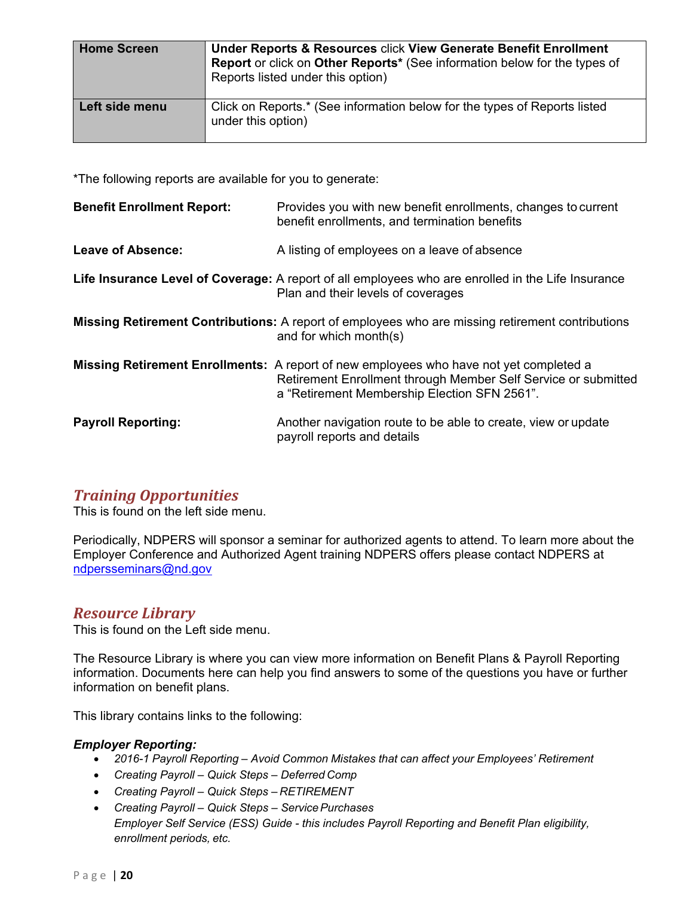| Home Screen | **Under Reports & Resources** click **View Generate Benefit Enrollment Report** or click on **Other Reports*** (See information below for the types of Reports listed under this option) |
|---|---|
| **Left side menu** | Click on Reports.* (See information below for the types of Reports listed under this option) |

*The following reports are available for you to generate:

**Benefit Enrollment Report:** Provides you with new benefit enrollments, changes to current benefit enrollments, and termination benefits

**Leave of Absence:** A listing of employees on a leave of absence

**Life Insurance Level of Coverage:** A report of all employees who are enrolled in the Life Insurance Plan and their levels of coverages

**Missing Retirement Contributions:** A report of employees who are missing retirement contributions and for which month(s)

**Missing Retirement Enrollments:** A report of new employees who have not yet completed a Retirement Enrollment through Member Self Service or submitted a "Retirement Membership Election SFN 2561".

**Payroll Reporting:** Another navigation route to be able to create, view or update payroll reports and details

## *Training Opportunities*

This is found on the left side menu.

Periodically, NDPERS will sponsor a seminar for authorized agents to attend. To learn more about the Employer Conference and Authorized Agent training NDPERS offers please contact NDPERS at ndpersseminars@nd.gov

## *Resource Library*

This is found on the Left side menu.

The Resource Library is where you can view more information on Benefit Plans & Payroll Reporting information. Documents here can help you find answers to some of the questions you have or further information on benefit plans.

This library contains links to the following:

***Employer Reporting:***

- *2016-1 Payroll Reporting – Avoid Common Mistakes that can affect your Employees' Retirement*
- *Creating Payroll – Quick Steps – Deferred Comp*
- *Creating Payroll – Quick Steps – RETIREMENT*
- *Creating Payroll – Quick Steps – Service Purchases*
  *Employer Self Service (ESS) Guide - this includes Payroll Reporting and Benefit Plan eligibility, enrollment periods, etc.*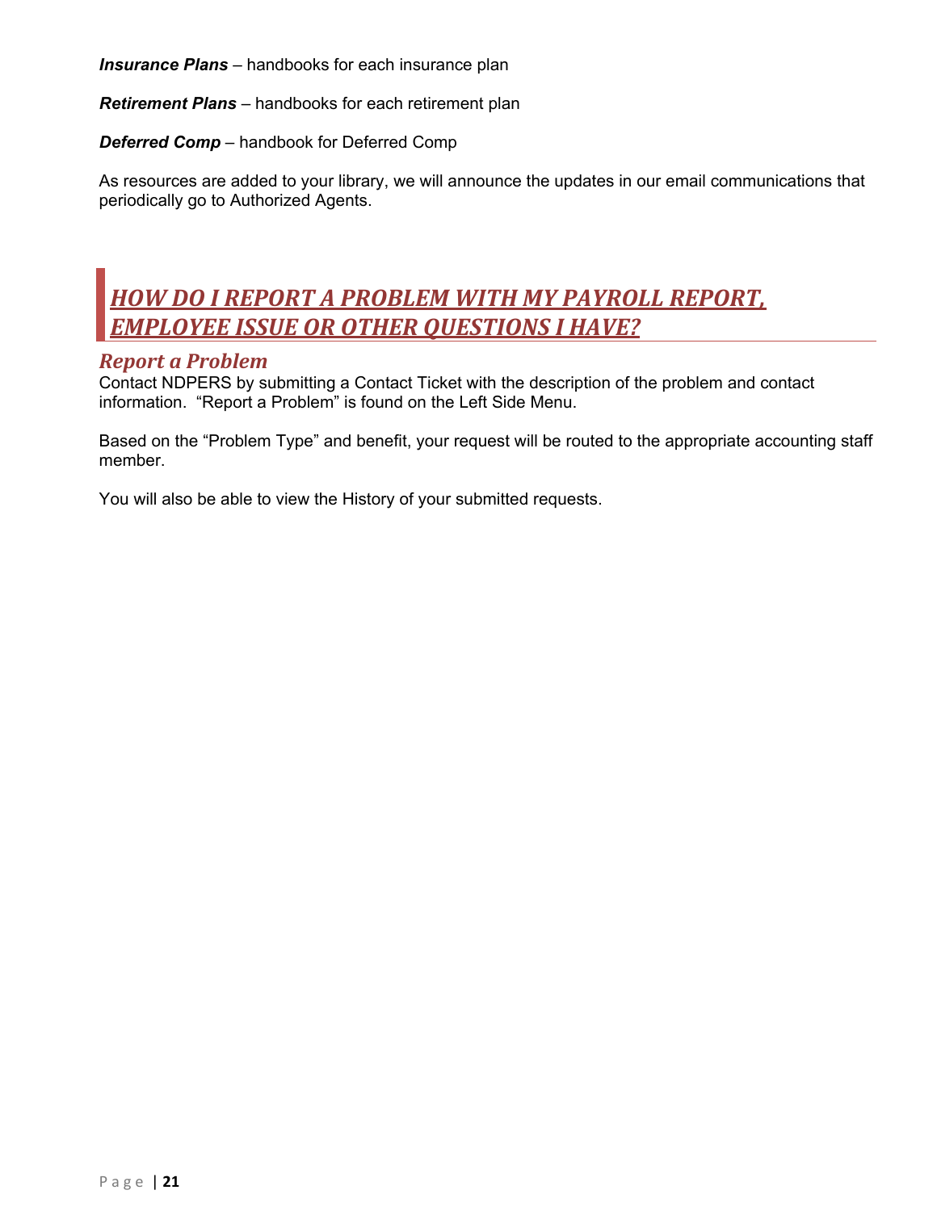***Insurance Plans*** – handbooks for each insurance plan

***Retirement Plans*** – handbooks for each retirement plan

***Deferred Comp*** – handbook for Deferred Comp

As resources are added to your library, we will announce the updates in our email communications that periodically go to Authorized Agents.

## *HOW DO I REPORT A PROBLEM WITH MY PAYROLL REPORT, EMPLOYEE ISSUE OR OTHER QUESTIONS I HAVE?*

### *Report a Problem*

Contact NDPERS by submitting a Contact Ticket with the description of the problem and contact information. "Report a Problem" is found on the Left Side Menu.

Based on the "Problem Type" and benefit, your request will be routed to the appropriate accounting staff member.

You will also be able to view the History of your submitted requests.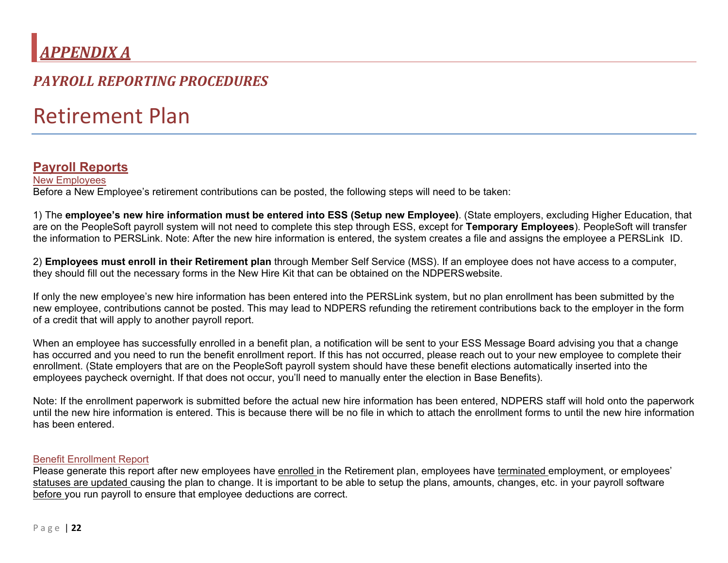# *APPENDIX A*

## *PAYROLL REPORTING PROCEDURES*

# Retirement Plan

## Payroll Reports

### New Employees

Before a New Employee's retirement contributions can be posted, the following steps will need to be taken:

1) The **employee's new hire information must be entered into ESS (Setup new Employee)**. (State employers, excluding Higher Education, that are on the PeopleSoft payroll system will not need to complete this step through ESS, except for **Temporary Employees**). PeopleSoft will transfer the information to PERSLink. Note: After the new hire information is entered, the system creates a file and assigns the employee a PERSLink ID.

2) **Employees must enroll in their Retirement plan** through Member Self Service (MSS). If an employee does not have access to a computer, they should fill out the necessary forms in the New Hire Kit that can be obtained on the NDPERS website.

If only the new employee's new hire information has been entered into the PERSLink system, but no plan enrollment has been submitted by the new employee, contributions cannot be posted. This may lead to NDPERS refunding the retirement contributions back to the employer in the form of a credit that will apply to another payroll report.

When an employee has successfully enrolled in a benefit plan, a notification will be sent to your ESS Message Board advising you that a change has occurred and you need to run the benefit enrollment report. If this has not occurred, please reach out to your new employee to complete their enrollment. (State employers that are on the PeopleSoft payroll system should have these benefit elections automatically inserted into the employees paycheck overnight. If that does not occur, you'll need to manually enter the election in Base Benefits).

Note: If the enrollment paperwork is submitted before the actual new hire information has been entered, NDPERS staff will hold onto the paperwork until the new hire information is entered. This is because there will be no file in which to attach the enrollment forms to until the new hire information has been entered.

### Benefit Enrollment Report

Please generate this report after new employees have enrolled in the Retirement plan, employees have terminated employment, or employees' statuses are updated causing the plan to change. It is important to be able to setup the plans, amounts, changes, etc. in your payroll software before you run payroll to ensure that employee deductions are correct.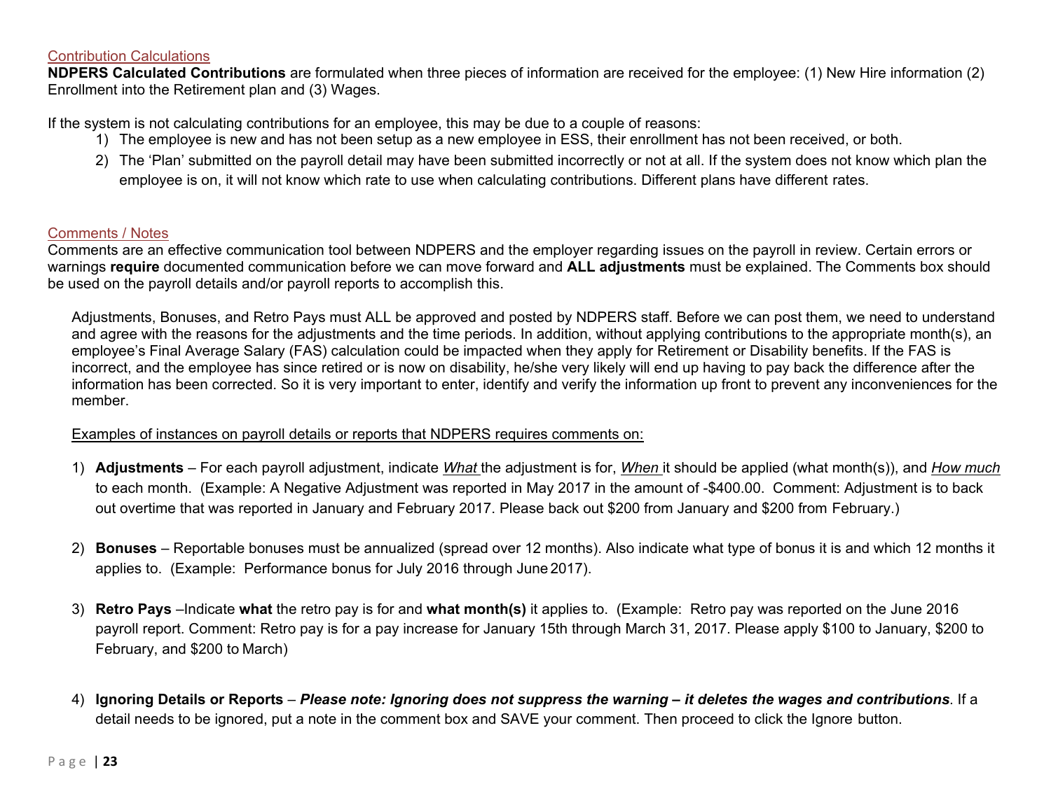## Contribution Calculations

**NDPERS Calculated Contributions** are formulated when three pieces of information are received for the employee: (1) New Hire information (2) Enrollment into the Retirement plan and (3) Wages.

If the system is not calculating contributions for an employee, this may be due to a couple of reasons:

1) The employee is new and has not been setup as a new employee in ESS, their enrollment has not been received, or both.
2) The 'Plan' submitted on the payroll detail may have been submitted incorrectly or not at all. If the system does not know which plan the employee is on, it will not know which rate to use when calculating contributions. Different plans have different rates.

## Comments / Notes

Comments are an effective communication tool between NDPERS and the employer regarding issues on the payroll in review. Certain errors or warnings **require** documented communication before we can move forward and **ALL adjustments** must be explained. The Comments box should be used on the payroll details and/or payroll reports to accomplish this.

Adjustments, Bonuses, and Retro Pays must ALL be approved and posted by NDPERS staff. Before we can post them, we need to understand and agree with the reasons for the adjustments and the time periods. In addition, without applying contributions to the appropriate month(s), an employee's Final Average Salary (FAS) calculation could be impacted when they apply for Retirement or Disability benefits. If the FAS is incorrect, and the employee has since retired or is now on disability, he/she very likely will end up having to pay back the difference after the information has been corrected. So it is very important to enter, identify and verify the information up front to prevent any inconveniences for the member.

Examples of instances on payroll details or reports that NDPERS requires comments on:

1) **Adjustments** – For each payroll adjustment, indicate ***What*** the adjustment is for, ***When*** it should be applied (what month(s)), and ***How much*** to each month. (Example: A Negative Adjustment was reported in May 2017 in the amount of -$400.00. Comment: Adjustment is to back out overtime that was reported in January and February 2017. Please back out $200 from January and $200 from February.)

2) **Bonuses** – Reportable bonuses must be annualized (spread over 12 months). Also indicate what type of bonus it is and which 12 months it applies to. (Example: Performance bonus for July 2016 through June 2017).

3) **Retro Pays** –Indicate **what** the retro pay is for and **what month(s)** it applies to. (Example: Retro pay was reported on the June 2016 payroll report. Comment: Retro pay is for a pay increase for January 15th through March 31, 2017. Please apply $100 to January, $200 to February, and $200 to March)

4) **Ignoring Details or Reports** – ***Please note: Ignoring does not suppress the warning – it deletes the wages and contributions***. If a detail needs to be ignored, put a note in the comment box and SAVE your comment. Then proceed to click the Ignore button.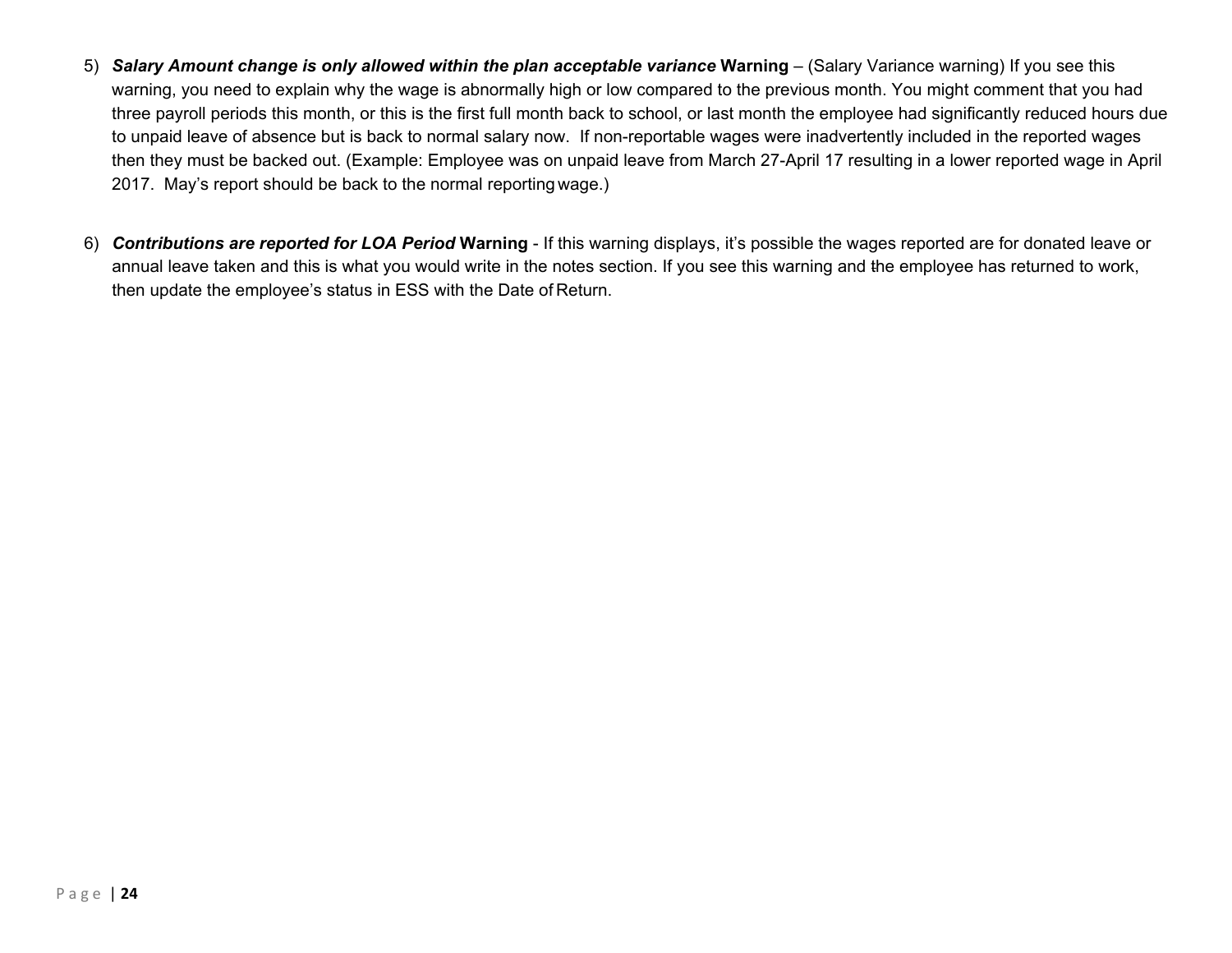5) ***Salary Amount change is only allowed within the plan acceptable variance* Warning** – (Salary Variance warning) If you see this warning, you need to explain why the wage is abnormally high or low compared to the previous month. You might comment that you had three payroll periods this month, or this is the first full month back to school, or last month the employee had significantly reduced hours due to unpaid leave of absence but is back to normal salary now. If non-reportable wages were inadvertently included in the reported wages then they must be backed out. (Example: Employee was on unpaid leave from March 27-April 17 resulting in a lower reported wage in April 2017. May's report should be back to the normal reporting wage.)

6) ***Contributions are reported for LOA Period* Warning** - If this warning displays, it's possible the wages reported are for donated leave or annual leave taken and this is what you would write in the notes section. If you see this warning and the employee has returned to work, then update the employee's status in ESS with the Date of Return.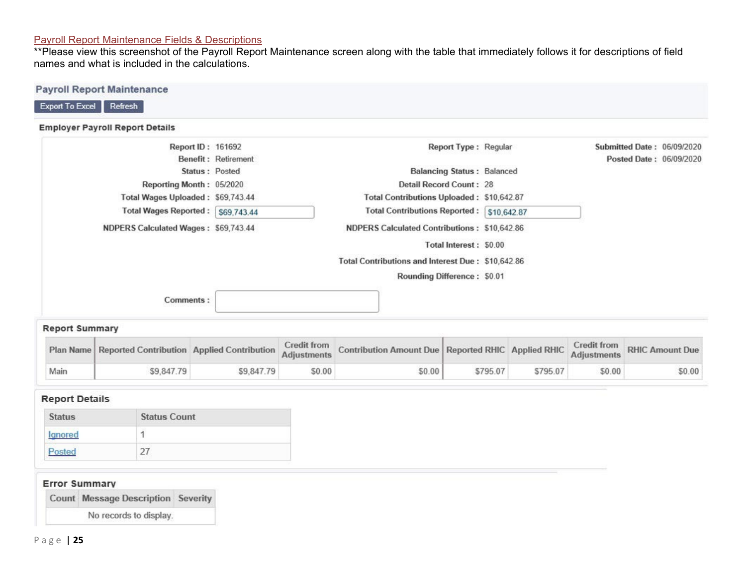Payroll Report Maintenance Fields & Descriptions

**Please view this screenshot of the Payroll Report Maintenance screen along with the table that immediately follows it for descriptions of field names and what is included in the calculations.

## Payroll Report Maintenance

Export To Excel | Refresh

### Employer Payroll Report Details

Report ID : 161692

Benefit : Retirement

Status : Posted

Reporting Month : 05/2020

Total Wages Uploaded : $69,743.44

Total Wages Reported : $69,743.44

NDPERS Calculated Wages : $69,743.44

Report Type : Regular

Balancing Status : Balanced

Detail Record Count : 28

Total Contributions Uploaded : $10,642.87

Total Contributions Reported : $10,642.87

NDPERS Calculated Contributions : $10,642.86

Total Interest : $0.00

Total Contributions and Interest Due : $10,642.86

Rounding Difference : $0.01

Submitted Date : 06/09/2020

Posted Date : 06/09/2020

Comments :

### Report Summary

| Plan Name | Reported Contribution | Applied Contribution | Credit from Adjustments | Contribution Amount Due | Reported RHIC | Applied RHIC | Credit from Adjustments | RHIC Amount Due |
|---|---|---|---|---|---|---|---|---|
| Main | $9,847.79 | $9,847.79 | $0.00 | $0.00 | $795.07 | $795.07 | $0.00 | $0.00 |

### Report Details

| Status | Status Count |
|---|---|
| Ignored | 1 |
| Posted | 27 |

### Error Summary

| Count | Message Description | Severity |
|---|---|---|
| | No records to display. | |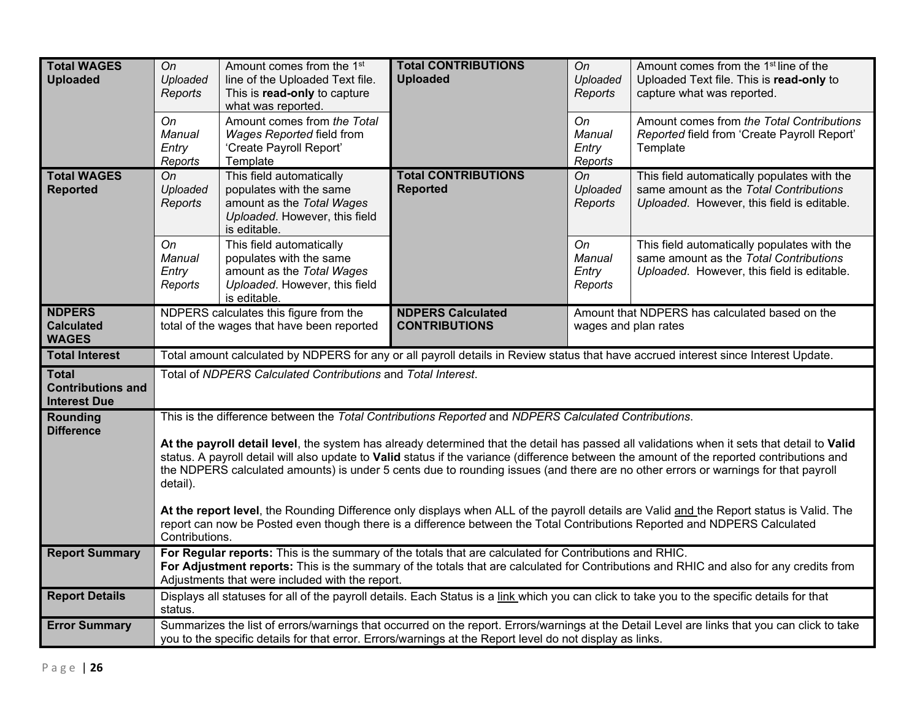| | | | | | |
|---|---|---|---|---|---|
| **Total WAGES Uploaded** | *On Uploaded Reports* | Amount comes from the 1st line of the Uploaded Text file. This is **read-only** to capture what was reported. | **Total CONTRIBUTIONS Uploaded** | *On Uploaded Reports* | Amount comes from the 1st line of the Uploaded Text file. This is **read-only** to capture what was reported. |
| | *On Manual Entry Reports* | Amount comes from *the Total Wages Reported* field from 'Create Payroll Report' Template | | *On Manual Entry Reports* | Amount comes from *the Total Contributions Reported* field from 'Create Payroll Report' Template |
| **Total WAGES Reported** | *On Uploaded Reports* | This field automatically populates with the same amount as the *Total Wages Uploaded*. However, this field is editable. | **Total CONTRIBUTIONS Reported** | *On Uploaded Reports* | This field automatically populates with the same amount as the *Total Contributions Uploaded*. However, this field is editable. |
| | *On Manual Entry Reports* | This field automatically populates with the same amount as the *Total Wages Uploaded*. However, this field is editable. | | *On Manual Entry Reports* | This field automatically populates with the same amount as the *Total Contributions Uploaded*. However, this field is editable. |
| **NDPERS Calculated WAGES** | NDPERS calculates this figure from the total of the wages that have been reported | | **NDPERS Calculated CONTRIBUTIONS** | Amount that NDPERS has calculated based on the wages and plan rates | |
| **Total Interest** | Total amount calculated by NDPERS for any or all payroll details in Review status that have accrued interest since Interest Update. | | | | |
| **Total Contributions and Interest Due** | Total of *NDPERS Calculated Contributions* and *Total Interest*. | | | | |
| **Rounding Difference** | This is the difference between the *Total Contributions Reported* and *NDPERS Calculated Contributions*.<br><br>**At the payroll detail level**, the system has already determined that the detail has passed all validations when it sets that detail to **Valid** status. A payroll detail will also update to **Valid** status if the variance (difference between the amount of the reported contributions and the NDPERS calculated amounts) is under 5 cents due to rounding issues (and there are no other errors or warnings for that payroll detail).<br><br>**At the report level**, the Rounding Difference only displays when ALL of the payroll details are Valid and the Report status is Valid. The report can now be Posted even though there is a difference between the Total Contributions Reported and NDPERS Calculated Contributions. | | | | |
| **Report Summary** | **For Regular reports:** This is the summary of the totals that are calculated for Contributions and RHIC.<br>**For Adjustment reports:** This is the summary of the totals that are calculated for Contributions and RHIC and also for any credits from Adjustments that were included with the report. | | | | |
| **Report Details** | Displays all statuses for all of the payroll details. Each Status is a link which you can click to take you to the specific details for that status. | | | | |
| **Error Summary** | Summarizes the list of errors/warnings that occurred on the report. Errors/warnings at the Detail Level are links that you can click to take you to the specific details for that error. Errors/warnings at the Report level do not display as links. | | | | |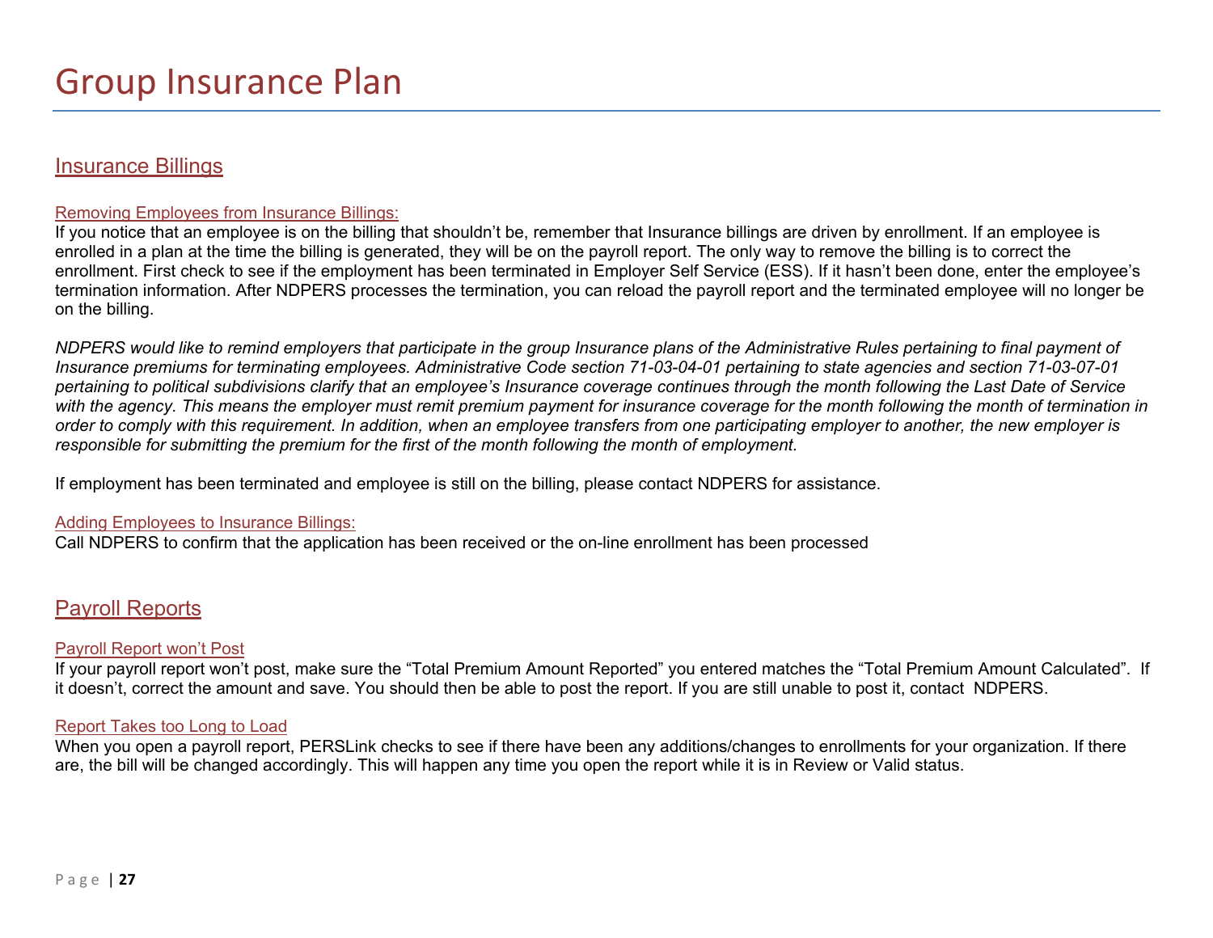# Group Insurance Plan

## Insurance Billings

### Removing Employees from Insurance Billings:

If you notice that an employee is on the billing that shouldn't be, remember that Insurance billings are driven by enrollment. If an employee is enrolled in a plan at the time the billing is generated, they will be on the payroll report. The only way to remove the billing is to correct the enrollment. First check to see if the employment has been terminated in Employer Self Service (ESS). If it hasn't been done, enter the employee's termination information. After NDPERS processes the termination, you can reload the payroll report and the terminated employee will no longer be on the billing.

*NDPERS would like to remind employers that participate in the group Insurance plans of the Administrative Rules pertaining to final payment of Insurance premiums for terminating employees. Administrative Code section 71-03-04-01 pertaining to state agencies and section 71-03-07-01 pertaining to political subdivisions clarify that an employee's Insurance coverage continues through the month following the Last Date of Service with the agency. This means the employer must remit premium payment for insurance coverage for the month following the month of termination in order to comply with this requirement. In addition, when an employee transfers from one participating employer to another, the new employer is responsible for submitting the premium for the first of the month following the month of employment.*

If employment has been terminated and employee is still on the billing, please contact NDPERS for assistance.

### Adding Employees to Insurance Billings:

Call NDPERS to confirm that the application has been received or the on-line enrollment has been processed

## Payroll Reports

### Payroll Report won't Post

If your payroll report won't post, make sure the "Total Premium Amount Reported" you entered matches the "Total Premium Amount Calculated". If it doesn't, correct the amount and save. You should then be able to post the report. If you are still unable to post it, contact NDPERS.

### Report Takes too Long to Load

When you open a payroll report, PERSLink checks to see if there have been any additions/changes to enrollments for your organization. If there are, the bill will be changed accordingly. This will happen any time you open the report while it is in Review or Valid status.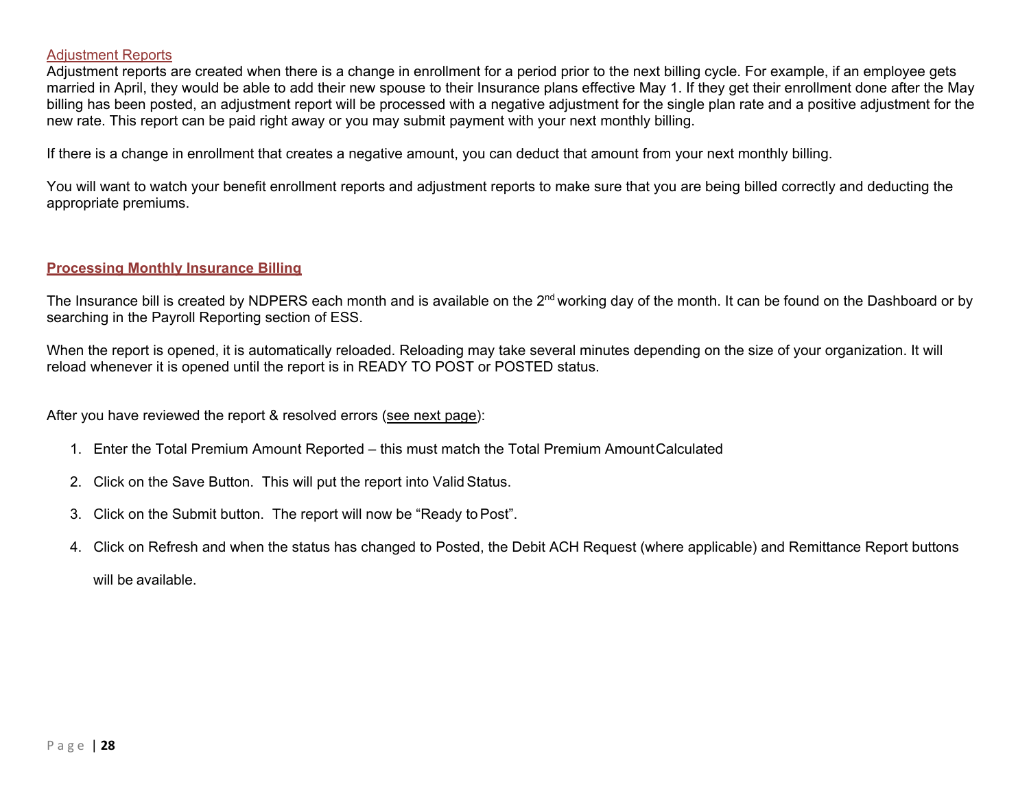## Adjustment Reports

Adjustment reports are created when there is a change in enrollment for a period prior to the next billing cycle. For example, if an employee gets married in April, they would be able to add their new spouse to their Insurance plans effective May 1. If they get their enrollment done after the May billing has been posted, an adjustment report will be processed with a negative adjustment for the single plan rate and a positive adjustment for the new rate. This report can be paid right away or you may submit payment with your next monthly billing.

If there is a change in enrollment that creates a negative amount, you can deduct that amount from your next monthly billing.

You will want to watch your benefit enrollment reports and adjustment reports to make sure that you are being billed correctly and deducting the appropriate premiums.

## Processing Monthly Insurance Billing

The Insurance bill is created by NDPERS each month and is available on the 2nd working day of the month. It can be found on the Dashboard or by searching in the Payroll Reporting section of ESS.

When the report is opened, it is automatically reloaded. Reloading may take several minutes depending on the size of your organization. It will reload whenever it is opened until the report is in READY TO POST or POSTED status.

After you have reviewed the report & resolved errors (see next page):

1. Enter the Total Premium Amount Reported – this must match the Total Premium Amount Calculated
2. Click on the Save Button. This will put the report into Valid Status.
3. Click on the Submit button. The report will now be “Ready to Post”.
4. Click on Refresh and when the status has changed to Posted, the Debit ACH Request (where applicable) and Remittance Report buttons will be available.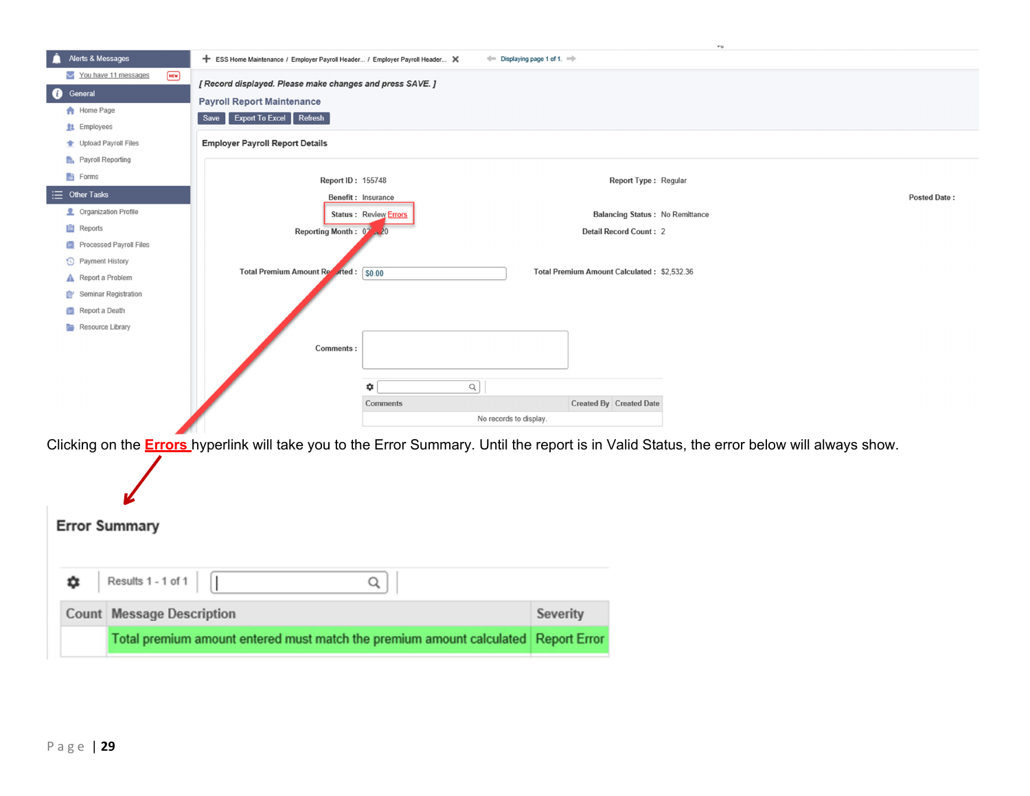Alerts & Messages

You have 11 messages

General

- Home Page
- Employees
- Upload Payroll Files
- Payroll Reporting
- Forms

Other Tasks

- Organization Profile
- Reports
- Processed Payroll Files
- Payment History
- Report a Problem
- Seminar Registration
- Report a Death
- Resource Library

ESS Home Maintenance / Employer Payroll Header... / Employer Payroll Header... Displaying page 1 of 1.

*[ Record displayed. Please make changes and press SAVE. ]*

**Payroll Report Maintenance**

Save | Export To Excel | Refresh

**Employer Payroll Report Details**

Report ID : 155748 | Report Type : Regular

Benefit : Insurance | Posted Date :

Status : Review Errors | Balancing Status : No Remittance

Reporting Month : 07/2020 | Detail Record Count : 2

Total Premium Amount Reported : $0.00 | Total Premium Amount Calculated : $2,532.36

Comments :

| Comments | Created By | Created Date |
|---|---|---|
| No records to display. | | |

Clicking on the **Errors** hyperlink will take you to the Error Summary. Until the report is in Valid Status, the error below will always show.

**Error Summary**

Results 1 - 1 of 1

| Count | Message Description | Severity |
|---|---|---|
| | Total premium amount entered must match the premium amount calculated | Report Error |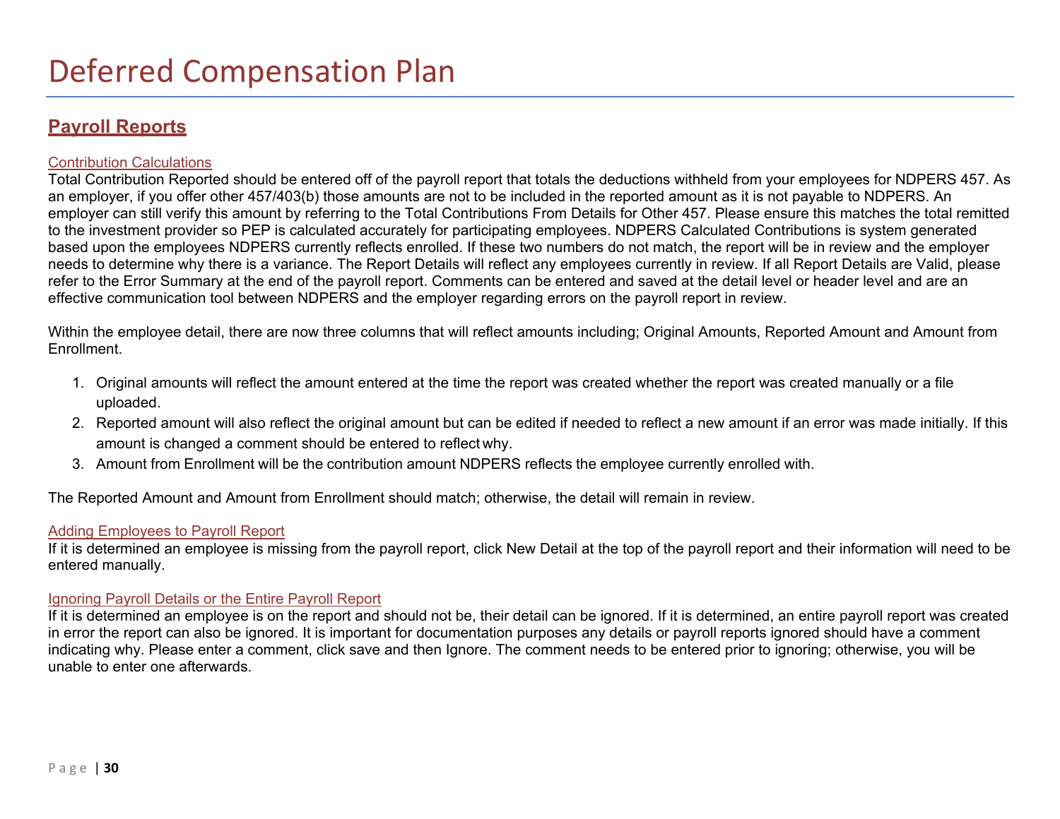# Deferred Compensation Plan

## Payroll Reports

### Contribution Calculations

Total Contribution Reported should be entered off of the payroll report that totals the deductions withheld from your employees for NDPERS 457. As an employer, if you offer other 457/403(b) those amounts are not to be included in the reported amount as it is not payable to NDPERS. An employer can still verify this amount by referring to the Total Contributions From Details for Other 457. Please ensure this matches the total remitted to the investment provider so PEP is calculated accurately for participating employees. NDPERS Calculated Contributions is system generated based upon the employees NDPERS currently reflects enrolled. If these two numbers do not match, the report will be in review and the employer needs to determine why there is a variance. The Report Details will reflect any employees currently in review. If all Report Details are Valid, please refer to the Error Summary at the end of the payroll report. Comments can be entered and saved at the detail level or header level and are an effective communication tool between NDPERS and the employer regarding errors on the payroll report in review.

Within the employee detail, there are now three columns that will reflect amounts including; Original Amounts, Reported Amount and Amount from Enrollment.

1. Original amounts will reflect the amount entered at the time the report was created whether the report was created manually or a file uploaded.
2. Reported amount will also reflect the original amount but can be edited if needed to reflect a new amount if an error was made initially. If this amount is changed a comment should be entered to reflect why.
3. Amount from Enrollment will be the contribution amount NDPERS reflects the employee currently enrolled with.

The Reported Amount and Amount from Enrollment should match; otherwise, the detail will remain in review.

### Adding Employees to Payroll Report

If it is determined an employee is missing from the payroll report, click New Detail at the top of the payroll report and their information will need to be entered manually.

### Ignoring Payroll Details or the Entire Payroll Report

If it is determined an employee is on the report and should not be, their detail can be ignored. If it is determined, an entire payroll report was created in error the report can also be ignored. It is important for documentation purposes any details or payroll reports ignored should have a comment indicating why. Please enter a comment, click save and then Ignore. The comment needs to be entered prior to ignoring; otherwise, you will be unable to enter one afterwards.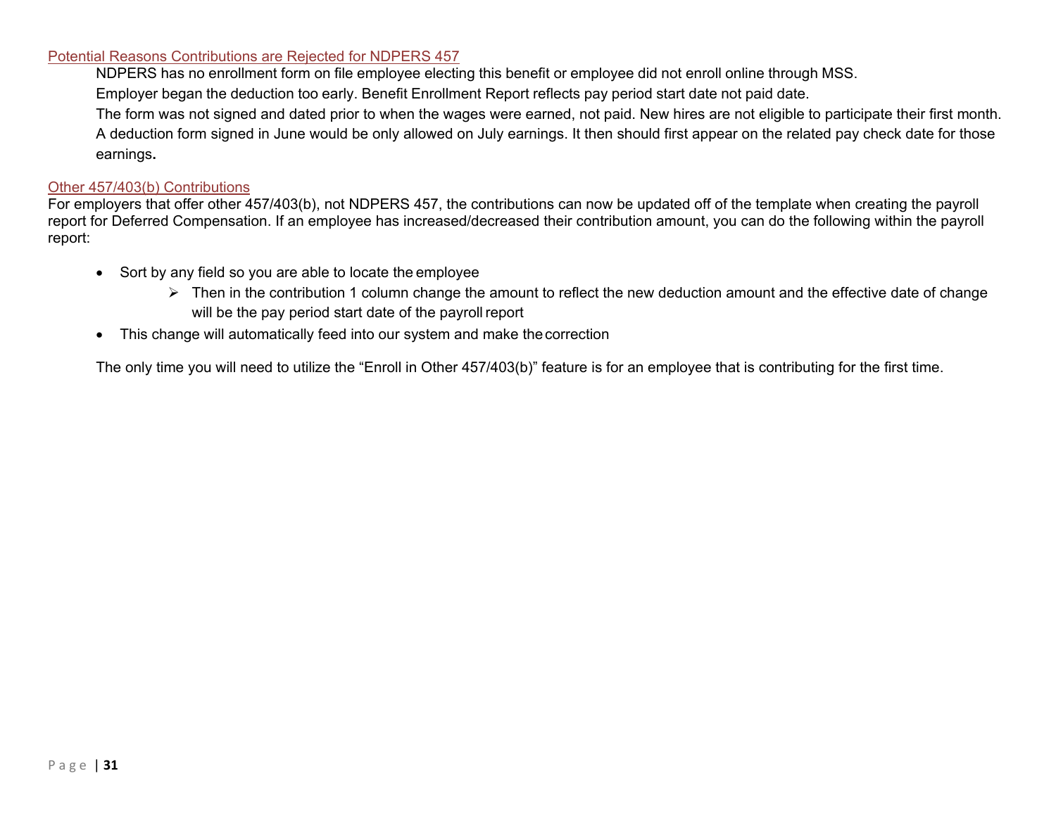### Potential Reasons Contributions are Rejected for NDPERS 457

NDPERS has no enrollment form on file employee electing this benefit or employee did not enroll online through MSS.

Employer began the deduction too early. Benefit Enrollment Report reflects pay period start date not paid date.

The form was not signed and dated prior to when the wages were earned, not paid. New hires are not eligible to participate their first month. A deduction form signed in June would be only allowed on July earnings. It then should first appear on the related pay check date for those earnings**.**

### Other 457/403(b) Contributions

For employers that offer other 457/403(b), not NDPERS 457, the contributions can now be updated off of the template when creating the payroll report for Deferred Compensation. If an employee has increased/decreased their contribution amount, you can do the following within the payroll report:

- Sort by any field so you are able to locate the employee
  - Then in the contribution 1 column change the amount to reflect the new deduction amount and the effective date of change will be the pay period start date of the payroll report
- This change will automatically feed into our system and make the correction

The only time you will need to utilize the "Enroll in Other 457/403(b)" feature is for an employee that is contributing for the first time.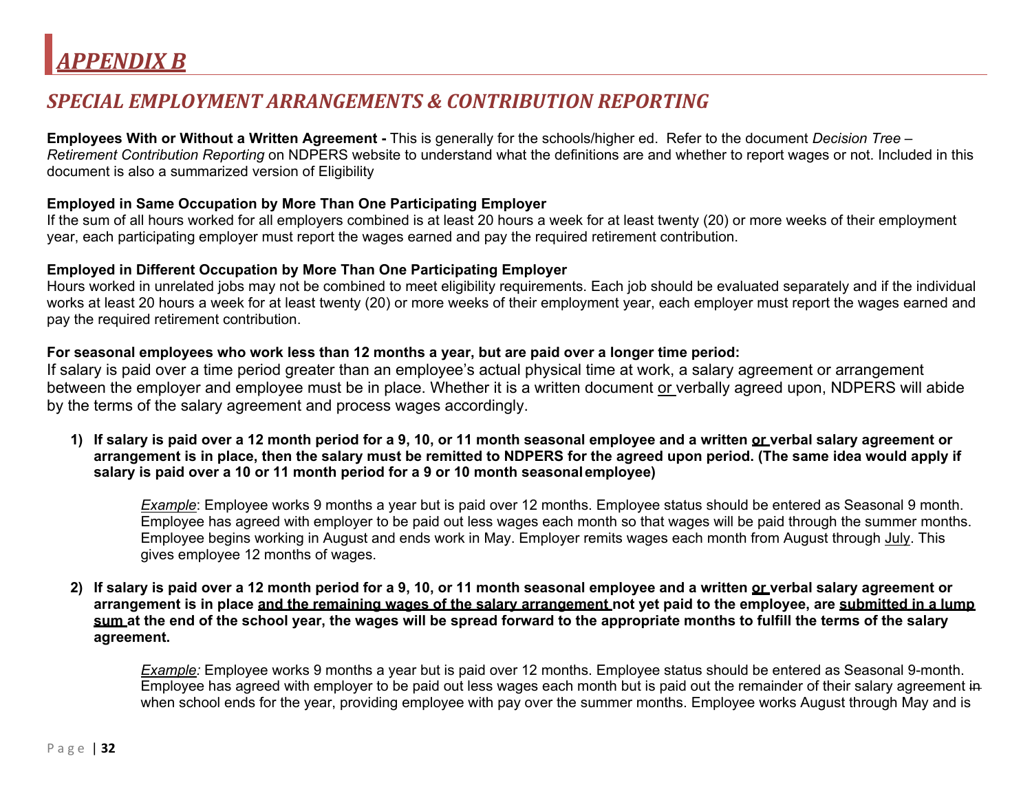# *APPENDIX B*

## *SPECIAL EMPLOYMENT ARRANGEMENTS & CONTRIBUTION REPORTING*

**Employees With or Without a Written Agreement -** This is generally for the schools/higher ed. Refer to the document *Decision Tree – Retirement Contribution Reporting* on NDPERS website to understand what the definitions are and whether to report wages or not. Included in this document is also a summarized version of Eligibility

**Employed in Same Occupation by More Than One Participating Employer**

If the sum of all hours worked for all employers combined is at least 20 hours a week for at least twenty (20) or more weeks of their employment year, each participating employer must report the wages earned and pay the required retirement contribution.

**Employed in Different Occupation by More Than One Participating Employer**

Hours worked in unrelated jobs may not be combined to meet eligibility requirements. Each job should be evaluated separately and if the individual works at least 20 hours a week for at least twenty (20) or more weeks of their employment year, each employer must report the wages earned and pay the required retirement contribution.

**For seasonal employees who work less than 12 months a year, but are paid over a longer time period:**

If salary is paid over a time period greater than an employee's actual physical time at work, a salary agreement or arrangement between the employer and employee must be in place. Whether it is a written document or verbally agreed upon, NDPERS will abide by the terms of the salary agreement and process wages accordingly.

1) **If salary is paid over a 12 month period for a 9, 10, or 11 month seasonal employee and a written or verbal salary agreement or arrangement is in place, then the salary must be remitted to NDPERS for the agreed upon period. (The same idea would apply if salary is paid over a 10 or 11 month period for a 9 or 10 month seasonal employee)**

   *Example*: Employee works 9 months a year but is paid over 12 months. Employee status should be entered as Seasonal 9 month. Employee has agreed with employer to be paid out less wages each month so that wages will be paid through the summer months. Employee begins working in August and ends work in May. Employer remits wages each month from August through July. This gives employee 12 months of wages.

2) **If salary is paid over a 12 month period for a 9, 10, or 11 month seasonal employee and a written or verbal salary agreement or arrangement is in place and the remaining wages of the salary arrangement not yet paid to the employee, are submitted in a lump sum at the end of the school year, the wages will be spread forward to the appropriate months to fulfill the terms of the salary agreement.**

   *Example:* Employee works 9 months a year but is paid over 12 months. Employee status should be entered as Seasonal 9-month. Employee has agreed with employer to be paid out less wages each month but is paid out the remainder of their salary agreement ~~in~~ when school ends for the year, providing employee with pay over the summer months. Employee works August through May and is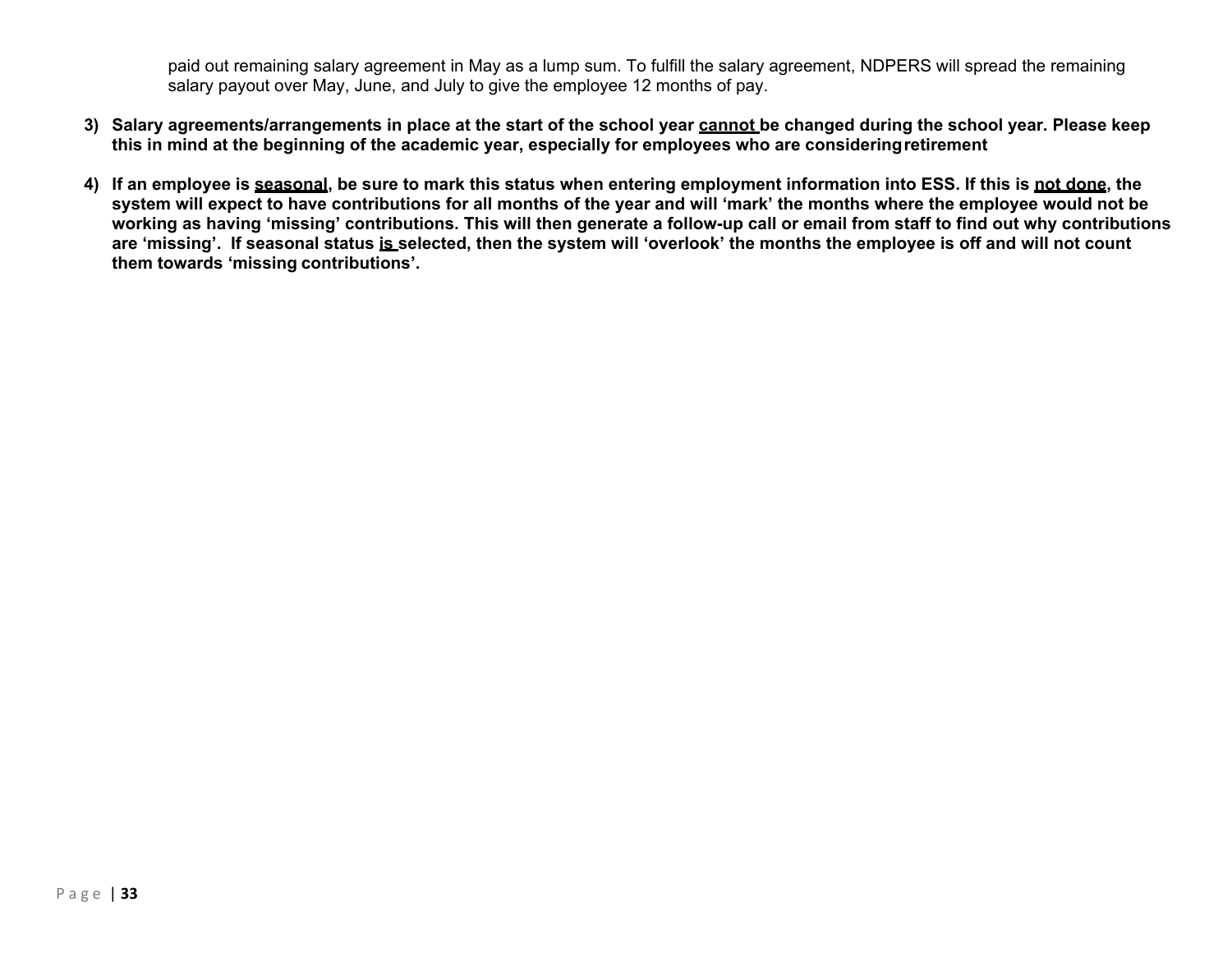paid out remaining salary agreement in May as a lump sum. To fulfill the salary agreement, NDPERS will spread the remaining salary payout over May, June, and July to give the employee 12 months of pay.

3) **Salary agreements/arrangements in place at the start of the school year <u>cannot</u> be changed during the school year. Please keep this in mind at the beginning of the academic year, especially for employees who are considering retirement**

4) **If an employee is <u>seasonal</u>, be sure to mark this status when entering employment information into ESS. If this is <u>not done</u>, the system will expect to have contributions for all months of the year and will 'mark' the months where the employee would not be working as having 'missing' contributions. This will then generate a follow-up call or email from staff to find out why contributions are 'missing'. If seasonal status <u>is</u> selected, then the system will 'overlook' the months the employee is off and will not count them towards 'missing contributions'.**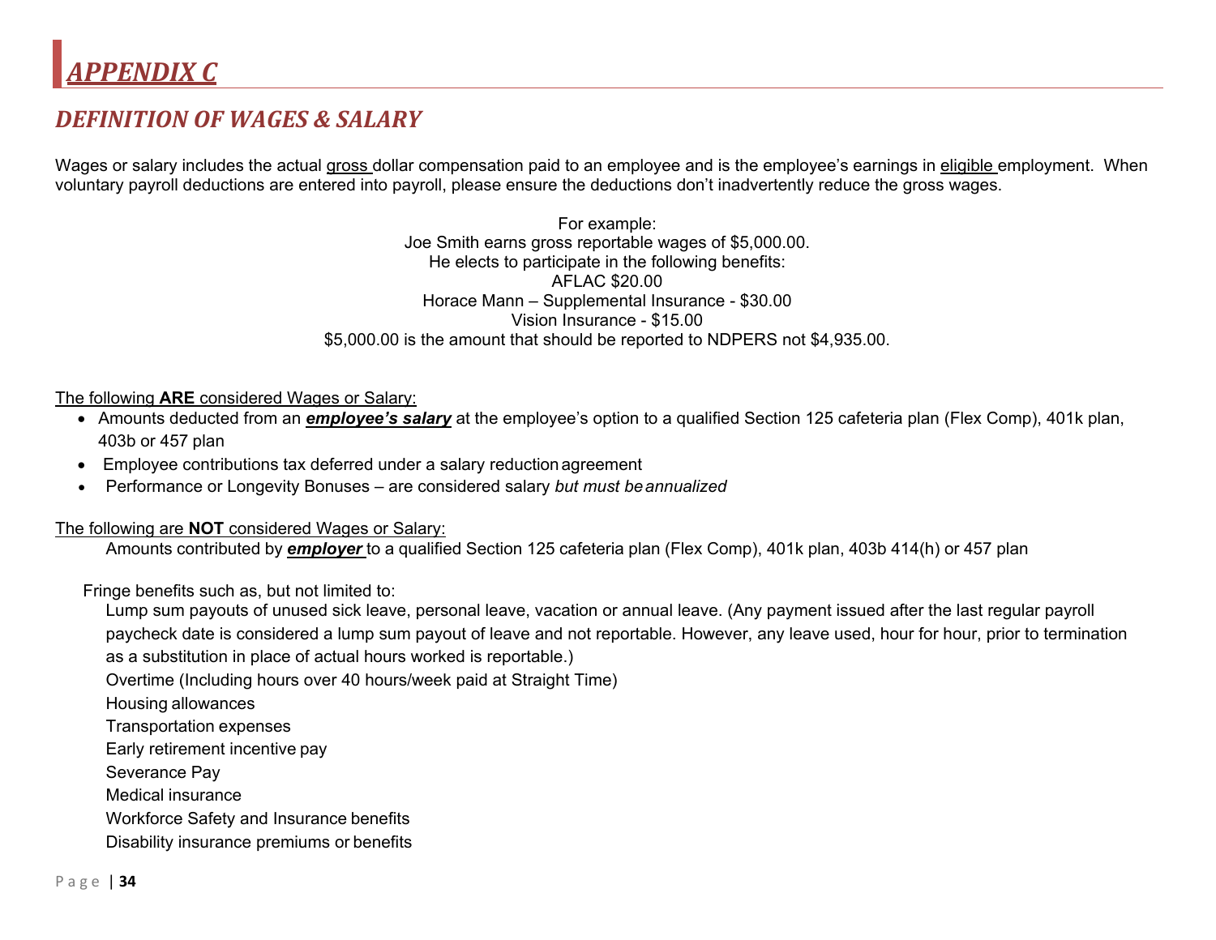# APPENDIX C

## DEFINITION OF WAGES & SALARY

Wages or salary includes the actual gross dollar compensation paid to an employee and is the employee's earnings in eligible employment. When voluntary payroll deductions are entered into payroll, please ensure the deductions don't inadvertently reduce the gross wages.

For example:
Joe Smith earns gross reportable wages of $5,000.00.
He elects to participate in the following benefits:
AFLAC $20.00
Horace Mann – Supplemental Insurance - $30.00
Vision Insurance - $15.00
$5,000.00 is the amount that should be reported to NDPERS not $4,935.00.

The following **ARE** considered Wages or Salary:

- Amounts deducted from an ***employee's salary*** at the employee's option to a qualified Section 125 cafeteria plan (Flex Comp), 401k plan, 403b or 457 plan
- Employee contributions tax deferred under a salary reduction agreement
- Performance or Longevity Bonuses – are considered salary *but must be annualized*

The following are **NOT** considered Wages or Salary:

Amounts contributed by ***employer*** to a qualified Section 125 cafeteria plan (Flex Comp), 401k plan, 403b 414(h) or 457 plan

Fringe benefits such as, but not limited to:

Lump sum payouts of unused sick leave, personal leave, vacation or annual leave. (Any payment issued after the last regular payroll paycheck date is considered a lump sum payout of leave and not reportable. However, any leave used, hour for hour, prior to termination as a substitution in place of actual hours worked is reportable.)

Overtime (Including hours over 40 hours/week paid at Straight Time)

Housing allowances

Transportation expenses

Early retirement incentive pay

Severance Pay

Medical insurance

Workforce Safety and Insurance benefits

Disability insurance premiums or benefits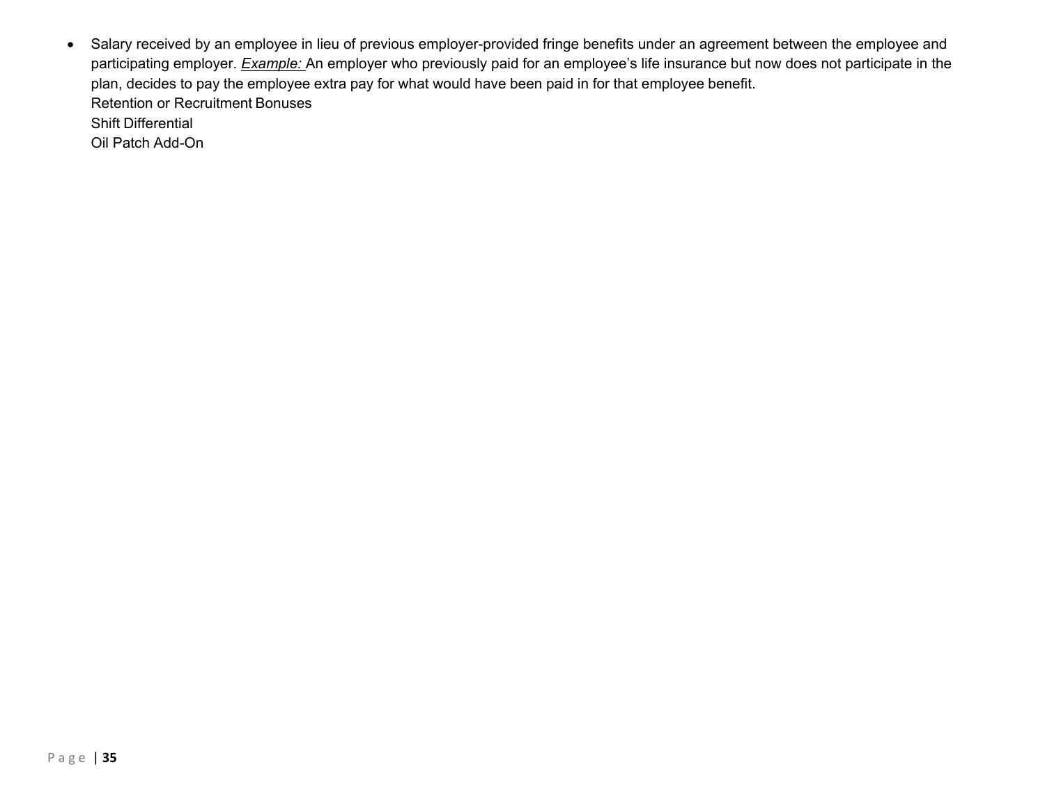- Salary received by an employee in lieu of previous employer-provided fringe benefits under an agreement between the employee and participating employer. ***Example:*** An employer who previously paid for an employee's life insurance but now does not participate in the plan, decides to pay the employee extra pay for what would have been paid in for that employee benefit.
  Retention or Recruitment Bonuses
  Shift Differential
  Oil Patch Add-On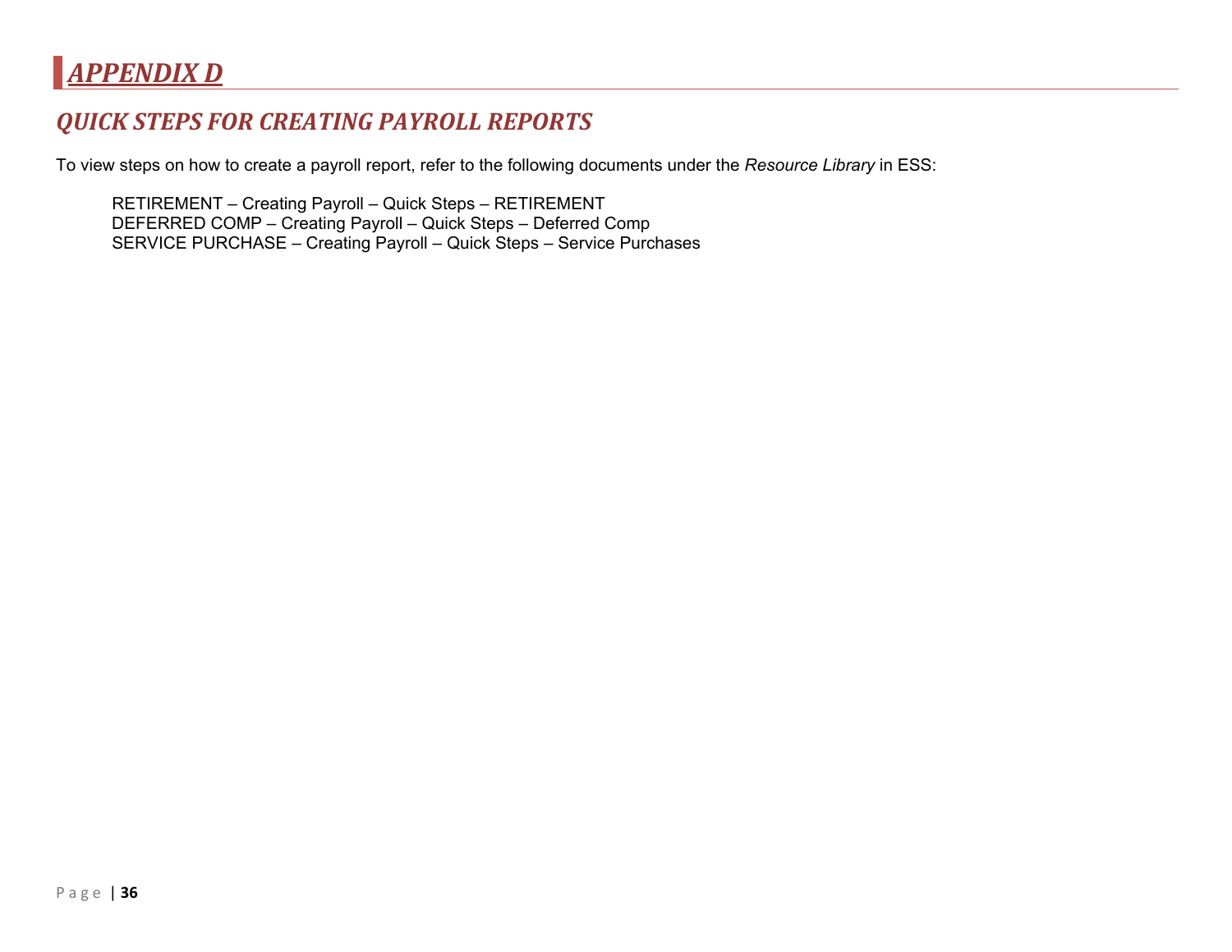# *APPENDIX D*

## *QUICK STEPS FOR CREATING PAYROLL REPORTS*

To view steps on how to create a payroll report, refer to the following documents under the *Resource Library* in ESS:

RETIREMENT – Creating Payroll – Quick Steps – RETIREMENT
DEFERRED COMP – Creating Payroll – Quick Steps – Deferred Comp
SERVICE PURCHASE – Creating Payroll – Quick Steps – Service Purchases